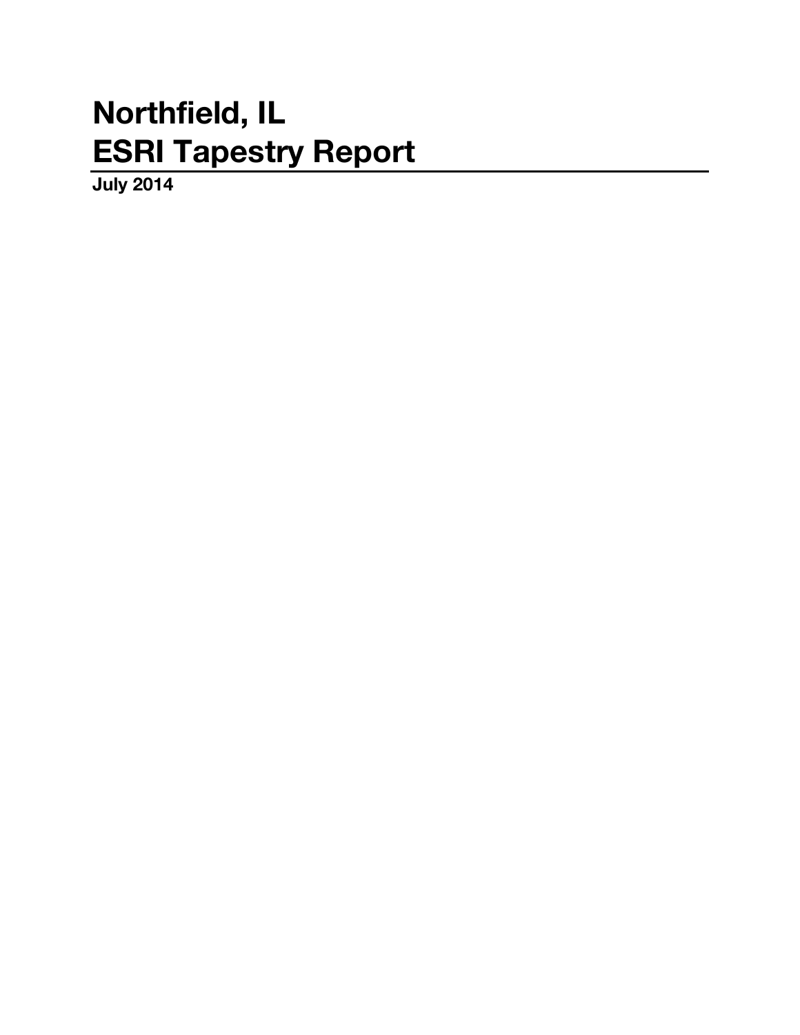# Northfield, IL
# ESRI Tapestry Report

**July 2014**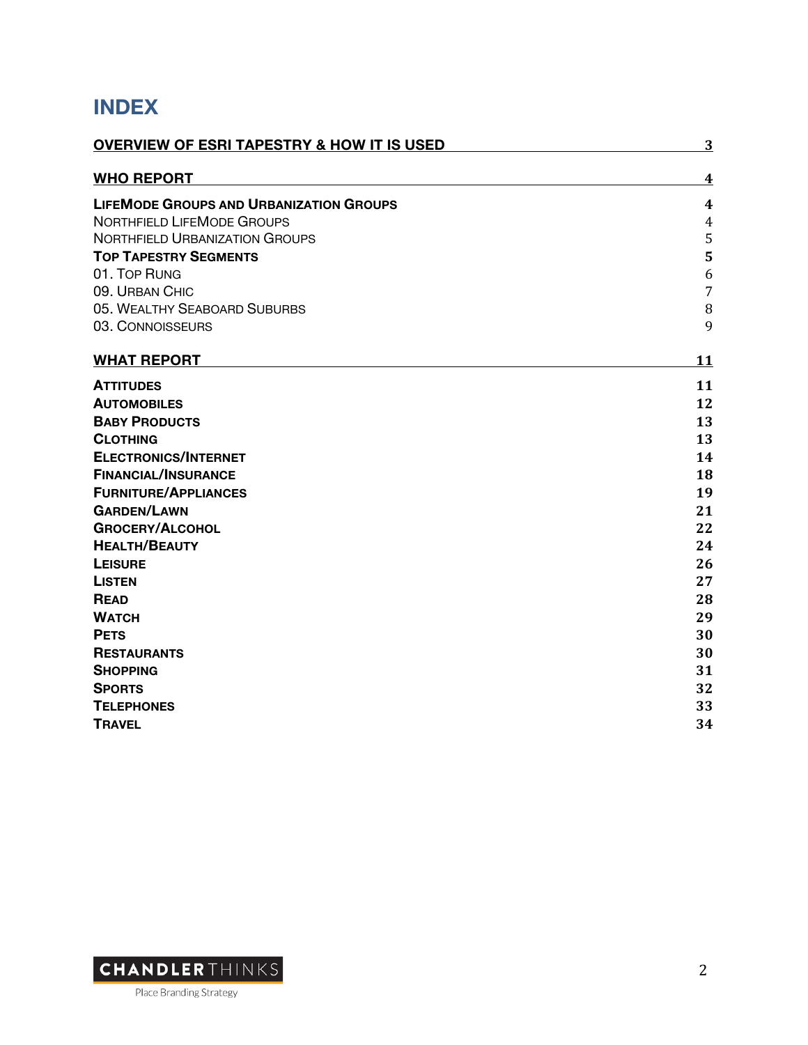# INDEX

| | |
|---|---|
| **OVERVIEW OF ESRI TAPESTRY & HOW IT IS USED** | **3** |
| **WHO REPORT** | **4** |
| **LIFEMODE GROUPS AND URBANIZATION GROUPS** | **4** |
| NORTHFIELD LIFEMODE GROUPS | 4 |
| NORTHFIELD URBANIZATION GROUPS | 5 |
| **TOP TAPESTRY SEGMENTS** | **5** |
| 01. TOP RUNG | 6 |
| 09. URBAN CHIC | 7 |
| 05. WEALTHY SEABOARD SUBURBS | 8 |
| 03. CONNOISSEURS | 9 |
| **WHAT REPORT** | **11** |
| **ATTITUDES** | **11** |
| **AUTOMOBILES** | **12** |
| **BABY PRODUCTS** | **13** |
| **CLOTHING** | **13** |
| **ELECTRONICS/INTERNET** | **14** |
| **FINANCIAL/INSURANCE** | **18** |
| **FURNITURE/APPLIANCES** | **19** |
| **GARDEN/LAWN** | **21** |
| **GROCERY/ALCOHOL** | **22** |
| **HEALTH/BEAUTY** | **24** |
| **LEISURE** | **26** |
| **LISTEN** | **27** |
| **READ** | **28** |
| **WATCH** | **29** |
| **PETS** | **30** |
| **RESTAURANTS** | **30** |
| **SHOPPING** | **31** |
| **SPORTS** | **32** |
| **TELEPHONES** | **33** |
| **TRAVEL** | **34** |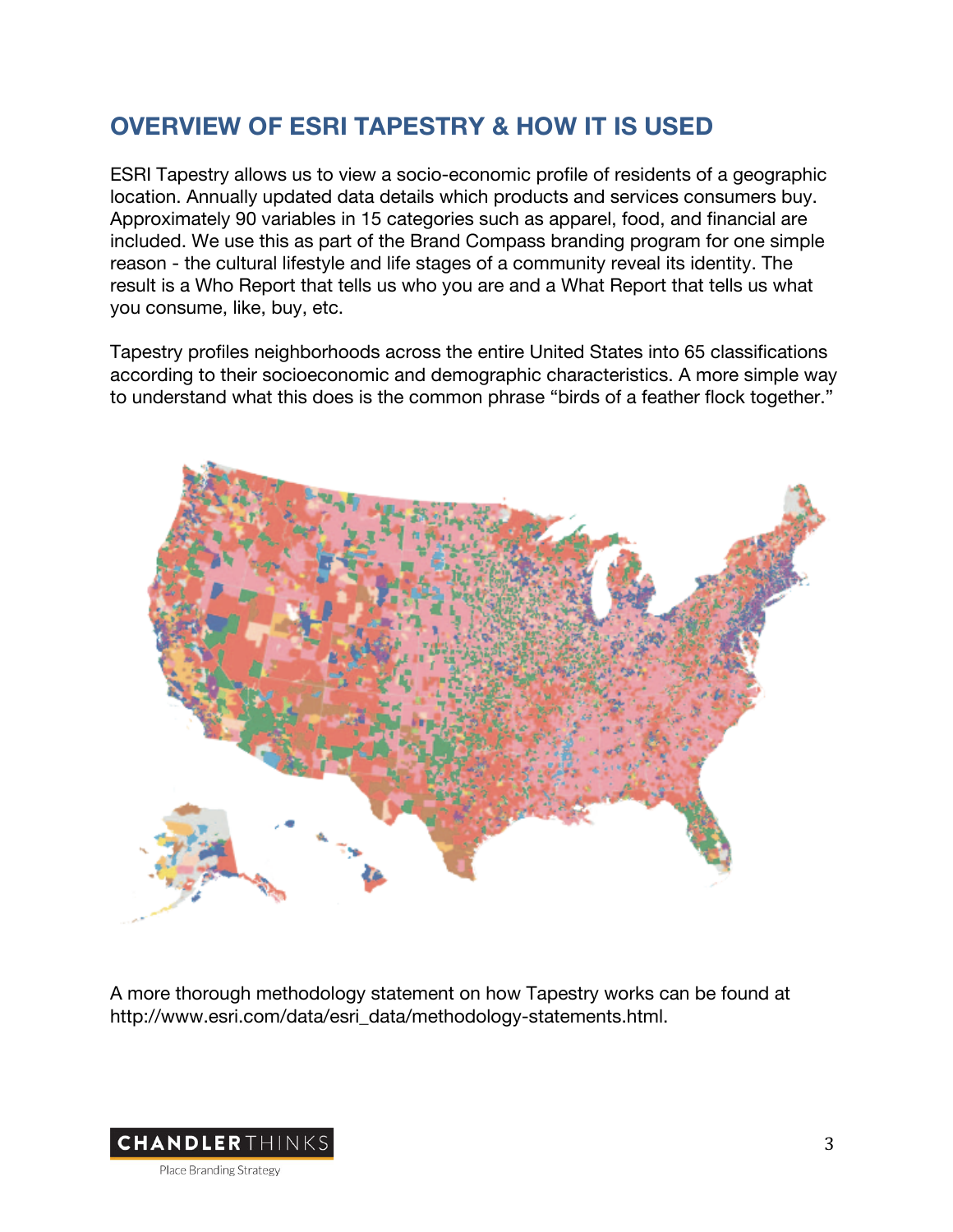## OVERVIEW OF ESRI TAPESTRY & HOW IT IS USED

ESRI Tapestry allows us to view a socio-economic profile of residents of a geographic location. Annually updated data details which products and services consumers buy. Approximately 90 variables in 15 categories such as apparel, food, and financial are included. We use this as part of the Brand Compass branding program for one simple reason - the cultural lifestyle and life stages of a community reveal its identity. The result is a Who Report that tells us who you are and a What Report that tells us what you consume, like, buy, etc.

Tapestry profiles neighborhoods across the entire United States into 65 classifications according to their socioeconomic and demographic characteristics. A more simple way to understand what this does is the common phrase "birds of a feather flock together."

A more thorough methodology statement on how Tapestry works can be found at http://www.esri.com/data/esri_data/methodology-statements.html.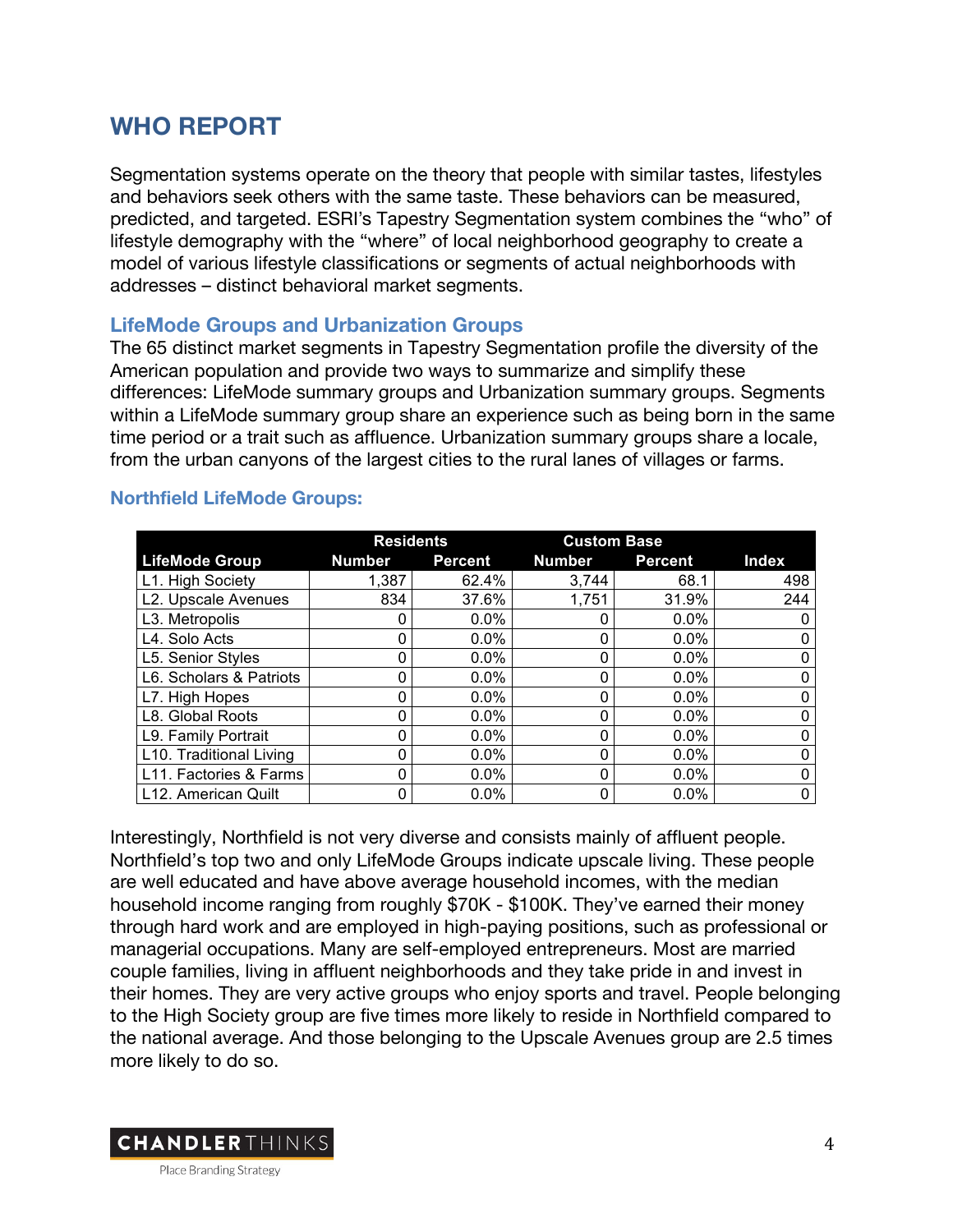## WHO REPORT

Segmentation systems operate on the theory that people with similar tastes, lifestyles and behaviors seek others with the same taste. These behaviors can be measured, predicted, and targeted. ESRI's Tapestry Segmentation system combines the "who" of lifestyle demography with the "where" of local neighborhood geography to create a model of various lifestyle classifications or segments of actual neighborhoods with addresses – distinct behavioral market segments.

### LifeMode Groups and Urbanization Groups

The 65 distinct market segments in Tapestry Segmentation profile the diversity of the American population and provide two ways to summarize and simplify these differences: LifeMode summary groups and Urbanization summary groups. Segments within a LifeMode summary group share an experience such as being born in the same time period or a trait such as affluence. Urbanization summary groups share a locale, from the urban canyons of the largest cities to the rural lanes of villages or farms.

#### Northfield LifeMode Groups:

| | Residents | | Custom Base | | |
|---|---|---|---|---|---|
| **LifeMode Group** | **Number** | **Percent** | **Number** | **Percent** | **Index** |
| L1. High Society | 1,387 | 62.4% | 3,744 | 68.1 | 498 |
| L2. Upscale Avenues | 834 | 37.6% | 1,751 | 31.9% | 244 |
| L3. Metropolis | 0 | 0.0% | 0 | 0.0% | 0 |
| L4. Solo Acts | 0 | 0.0% | 0 | 0.0% | 0 |
| L5. Senior Styles | 0 | 0.0% | 0 | 0.0% | 0 |
| L6. Scholars & Patriots | 0 | 0.0% | 0 | 0.0% | 0 |
| L7. High Hopes | 0 | 0.0% | 0 | 0.0% | 0 |
| L8. Global Roots | 0 | 0.0% | 0 | 0.0% | 0 |
| L9. Family Portrait | 0 | 0.0% | 0 | 0.0% | 0 |
| L10. Traditional Living | 0 | 0.0% | 0 | 0.0% | 0 |
| L11. Factories & Farms | 0 | 0.0% | 0 | 0.0% | 0 |
| L12. American Quilt | 0 | 0.0% | 0 | 0.0% | 0 |

Interestingly, Northfield is not very diverse and consists mainly of affluent people. Northfield's top two and only LifeMode Groups indicate upscale living. These people are well educated and have above average household incomes, with the median household income ranging from roughly $70K - $100K. They've earned their money through hard work and are employed in high-paying positions, such as professional or managerial occupations. Many are self-employed entrepreneurs. Most are married couple families, living in affluent neighborhoods and they take pride in and invest in their homes. They are very active groups who enjoy sports and travel. People belonging to the High Society group are five times more likely to reside in Northfield compared to the national average. And those belonging to the Upscale Avenues group are 2.5 times more likely to do so.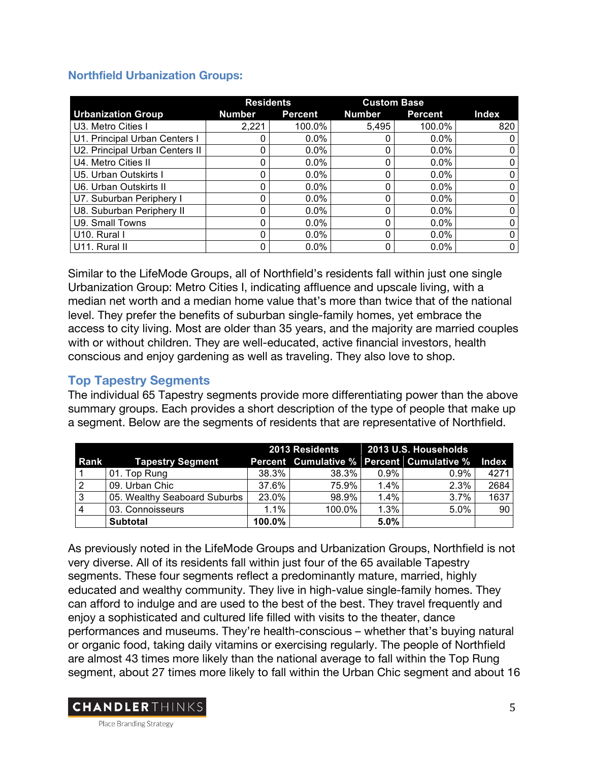### Northfield Urbanization Groups:

| Urbanization Group | Residents | | Custom Base | | Index |
|---|---|---|---|---|---|
| | Number | Percent | Number | Percent | |
| U3. Metro Cities I | 2,221 | 100.0% | 5,495 | 100.0% | 820 |
| U1. Principal Urban Centers I | 0 | 0.0% | 0 | 0.0% | 0 |
| U2. Principal Urban Centers II | 0 | 0.0% | 0 | 0.0% | 0 |
| U4. Metro Cities II | 0 | 0.0% | 0 | 0.0% | 0 |
| U5. Urban Outskirts I | 0 | 0.0% | 0 | 0.0% | 0 |
| U6. Urban Outskirts II | 0 | 0.0% | 0 | 0.0% | 0 |
| U7. Suburban Periphery I | 0 | 0.0% | 0 | 0.0% | 0 |
| U8. Suburban Periphery II | 0 | 0.0% | 0 | 0.0% | 0 |
| U9. Small Towns | 0 | 0.0% | 0 | 0.0% | 0 |
| U10. Rural I | 0 | 0.0% | 0 | 0.0% | 0 |
| U11. Rural II | 0 | 0.0% | 0 | 0.0% | 0 |

Similar to the LifeMode Groups, all of Northfield's residents fall within just one single Urbanization Group: Metro Cities I, indicating affluence and upscale living, with a median net worth and a median home value that's more than twice that of the national level. They prefer the benefits of suburban single-family homes, yet embrace the access to city living. Most are older than 35 years, and the majority are married couples with or without children. They are well-educated, active financial investors, health conscious and enjoy gardening as well as traveling. They also love to shop.

### Top Tapestry Segments

The individual 65 Tapestry segments provide more differentiating power than the above summary groups. Each provides a short description of the type of people that make up a segment. Below are the segments of residents that are representative of Northfield.

| Rank | Tapestry Segment | 2013 Residents | | 2013 U.S. Households | | Index |
|---|---|---|---|---|---|---|
| | | Percent | Cumulative % | Percent | Cumulative % | |
| 1 | 01. Top Rung | 38.3% | 38.3% | 0.9% | 0.9% | 4271 |
| 2 | 09. Urban Chic | 37.6% | 75.9% | 1.4% | 2.3% | 2684 |
| 3 | 05. Wealthy Seaboard Suburbs | 23.0% | 98.9% | 1.4% | 3.7% | 1637 |
| 4 | 03. Connoisseurs | 1.1% | 100.0% | 1.3% | 5.0% | 90 |
| | **Subtotal** | **100.0%** | | **5.0%** | | |

As previously noted in the LifeMode Groups and Urbanization Groups, Northfield is not very diverse. All of its residents fall within just four of the 65 available Tapestry segments. These four segments reflect a predominantly mature, married, highly educated and wealthy community. They live in high-value single-family homes. They can afford to indulge and are used to the best of the best. They travel frequently and enjoy a sophisticated and cultured life filled with visits to the theater, dance performances and museums. They're health-conscious – whether that's buying natural or organic food, taking daily vitamins or exercising regularly. The people of Northfield are almost 43 times more likely than the national average to fall within the Top Rung segment, about 27 times more likely to fall within the Urban Chic segment and about 16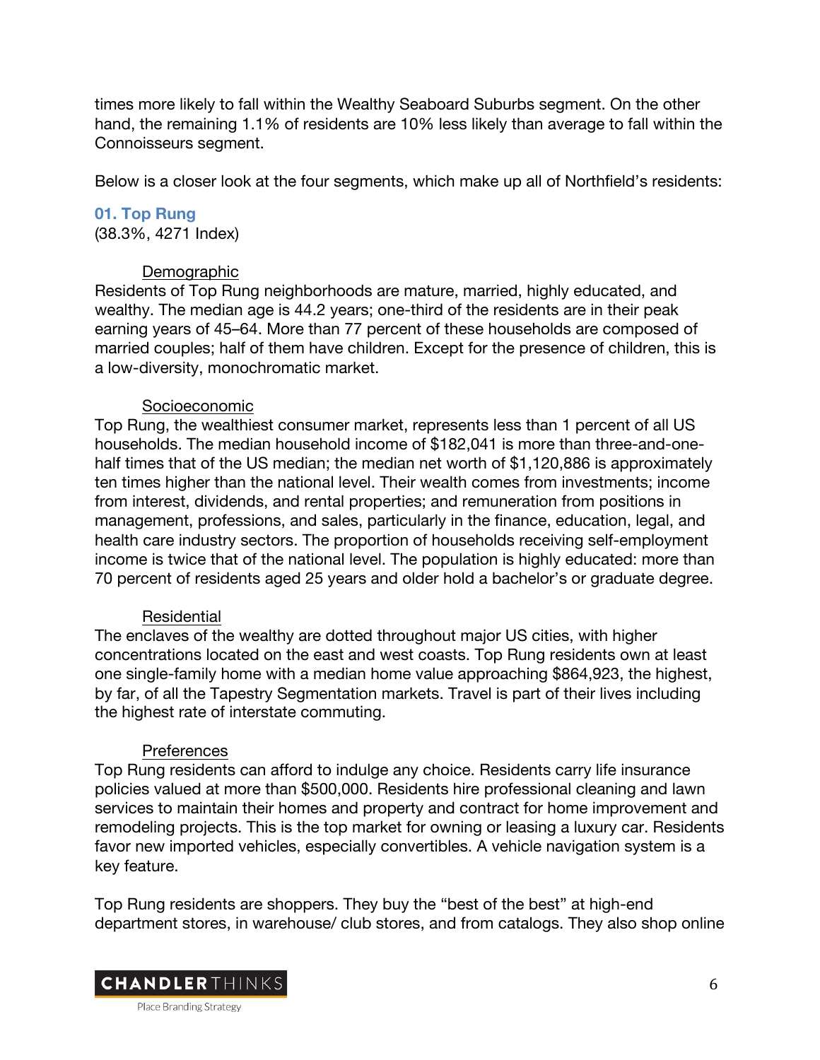times more likely to fall within the Wealthy Seaboard Suburbs segment. On the other hand, the remaining 1.1% of residents are 10% less likely than average to fall within the Connoisseurs segment.

Below is a closer look at the four segments, which make up all of Northfield's residents:

### 01. Top Rung

(38.3%, 4271 Index)

Demographic

Residents of Top Rung neighborhoods are mature, married, highly educated, and wealthy. The median age is 44.2 years; one-third of the residents are in their peak earning years of 45–64. More than 77 percent of these households are composed of married couples; half of them have children. Except for the presence of children, this is a low-diversity, monochromatic market.

Socioeconomic

Top Rung, the wealthiest consumer market, represents less than 1 percent of all US households. The median household income of $182,041 is more than three-and-one-half times that of the US median; the median net worth of $1,120,886 is approximately ten times higher than the national level. Their wealth comes from investments; income from interest, dividends, and rental properties; and remuneration from positions in management, professions, and sales, particularly in the finance, education, legal, and health care industry sectors. The proportion of households receiving self-employment income is twice that of the national level. The population is highly educated: more than 70 percent of residents aged 25 years and older hold a bachelor's or graduate degree.

Residential

The enclaves of the wealthy are dotted throughout major US cities, with higher concentrations located on the east and west coasts. Top Rung residents own at least one single-family home with a median home value approaching $864,923, the highest, by far, of all the Tapestry Segmentation markets. Travel is part of their lives including the highest rate of interstate commuting.

Preferences

Top Rung residents can afford to indulge any choice. Residents carry life insurance policies valued at more than $500,000. Residents hire professional cleaning and lawn services to maintain their homes and property and contract for home improvement and remodeling projects. This is the top market for owning or leasing a luxury car. Residents favor new imported vehicles, especially convertibles. A vehicle navigation system is a key feature.

Top Rung residents are shoppers. They buy the "best of the best" at high-end department stores, in warehouse/ club stores, and from catalogs. They also shop online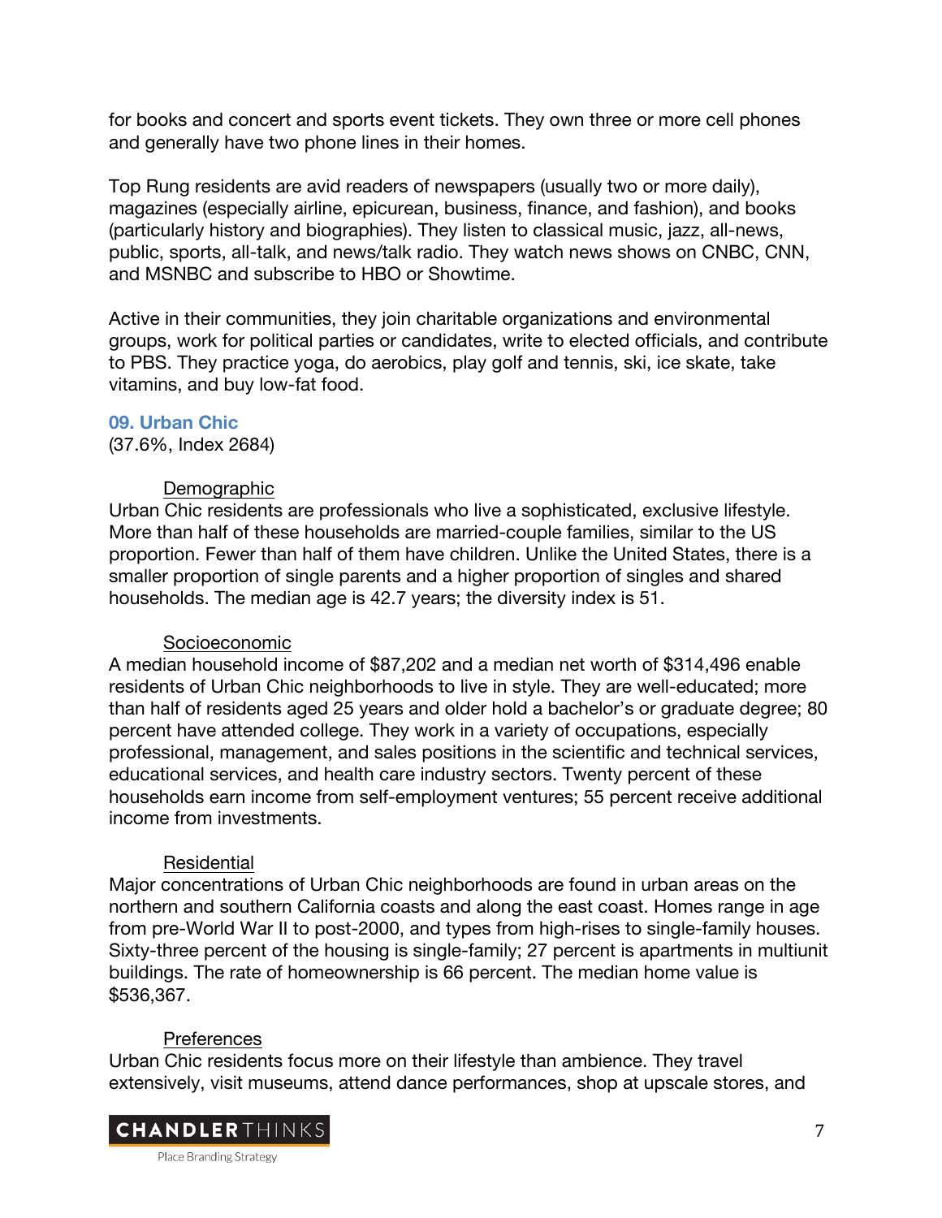for books and concert and sports event tickets. They own three or more cell phones and generally have two phone lines in their homes.

Top Rung residents are avid readers of newspapers (usually two or more daily), magazines (especially airline, epicurean, business, finance, and fashion), and books (particularly history and biographies). They listen to classical music, jazz, all-news, public, sports, all-talk, and news/talk radio. They watch news shows on CNBC, CNN, and MSNBC and subscribe to HBO or Showtime.

Active in their communities, they join charitable organizations and environmental groups, work for political parties or candidates, write to elected officials, and contribute to PBS. They practice yoga, do aerobics, play golf and tennis, ski, ice skate, take vitamins, and buy low-fat food.

### 09. Urban Chic

(37.6%, Index 2684)

<u>Demographic</u>

Urban Chic residents are professionals who live a sophisticated, exclusive lifestyle. More than half of these households are married-couple families, similar to the US proportion. Fewer than half of them have children. Unlike the United States, there is a smaller proportion of single parents and a higher proportion of singles and shared households. The median age is 42.7 years; the diversity index is 51.

<u>Socioeconomic</u>

A median household income of $87,202 and a median net worth of $314,496 enable residents of Urban Chic neighborhoods to live in style. They are well-educated; more than half of residents aged 25 years and older hold a bachelor's or graduate degree; 80 percent have attended college. They work in a variety of occupations, especially professional, management, and sales positions in the scientific and technical services, educational services, and health care industry sectors. Twenty percent of these households earn income from self-employment ventures; 55 percent receive additional income from investments.

<u>Residential</u>

Major concentrations of Urban Chic neighborhoods are found in urban areas on the northern and southern California coasts and along the east coast. Homes range in age from pre-World War II to post-2000, and types from high-rises to single-family houses. Sixty-three percent of the housing is single-family; 27 percent is apartments in multiunit buildings. The rate of homeownership is 66 percent. The median home value is $536,367.

<u>Preferences</u>

Urban Chic residents focus more on their lifestyle than ambience. They travel extensively, visit museums, attend dance performances, shop at upscale stores, and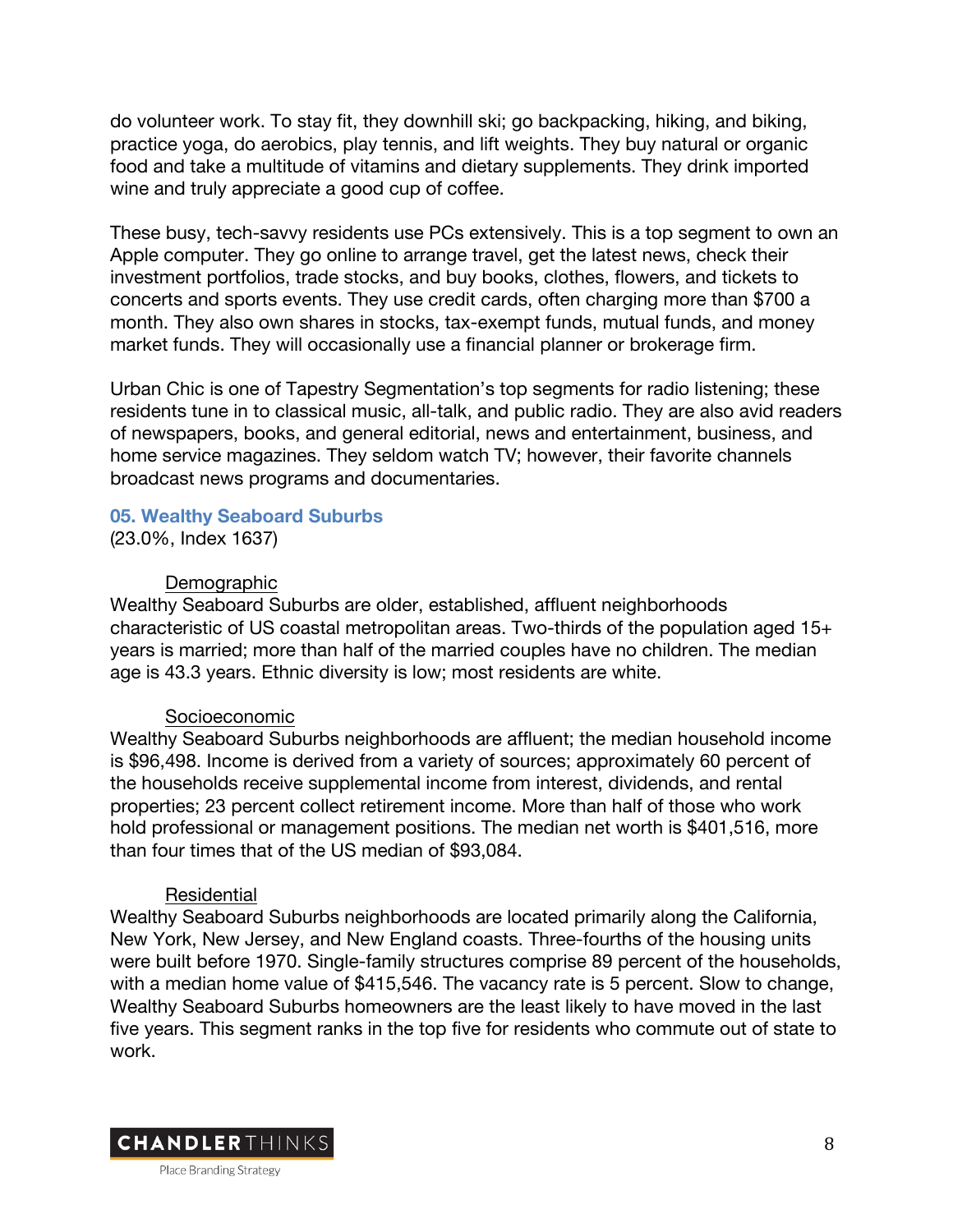do volunteer work. To stay fit, they downhill ski; go backpacking, hiking, and biking, practice yoga, do aerobics, play tennis, and lift weights. They buy natural or organic food and take a multitude of vitamins and dietary supplements. They drink imported wine and truly appreciate a good cup of coffee.

These busy, tech-savvy residents use PCs extensively. This is a top segment to own an Apple computer. They go online to arrange travel, get the latest news, check their investment portfolios, trade stocks, and buy books, clothes, flowers, and tickets to concerts and sports events. They use credit cards, often charging more than $700 a month. They also own shares in stocks, tax-exempt funds, mutual funds, and money market funds. They will occasionally use a financial planner or brokerage firm.

Urban Chic is one of Tapestry Segmentation's top segments for radio listening; these residents tune in to classical music, all-talk, and public radio. They are also avid readers of newspapers, books, and general editorial, news and entertainment, business, and home service magazines. They seldom watch TV; however, their favorite channels broadcast news programs and documentaries.

### 05. Wealthy Seaboard Suburbs

(23.0%, Index 1637)

<u>Demographic</u>

Wealthy Seaboard Suburbs are older, established, affluent neighborhoods characteristic of US coastal metropolitan areas. Two-thirds of the population aged 15+ years is married; more than half of the married couples have no children. The median age is 43.3 years. Ethnic diversity is low; most residents are white.

<u>Socioeconomic</u>

Wealthy Seaboard Suburbs neighborhoods are affluent; the median household income is $96,498. Income is derived from a variety of sources; approximately 60 percent of the households receive supplemental income from interest, dividends, and rental properties; 23 percent collect retirement income. More than half of those who work hold professional or management positions. The median net worth is $401,516, more than four times that of the US median of $93,084.

<u>Residential</u>

Wealthy Seaboard Suburbs neighborhoods are located primarily along the California, New York, New Jersey, and New England coasts. Three-fourths of the housing units were built before 1970. Single-family structures comprise 89 percent of the households, with a median home value of $415,546. The vacancy rate is 5 percent. Slow to change, Wealthy Seaboard Suburbs homeowners are the least likely to have moved in the last five years. This segment ranks in the top five for residents who commute out of state to work.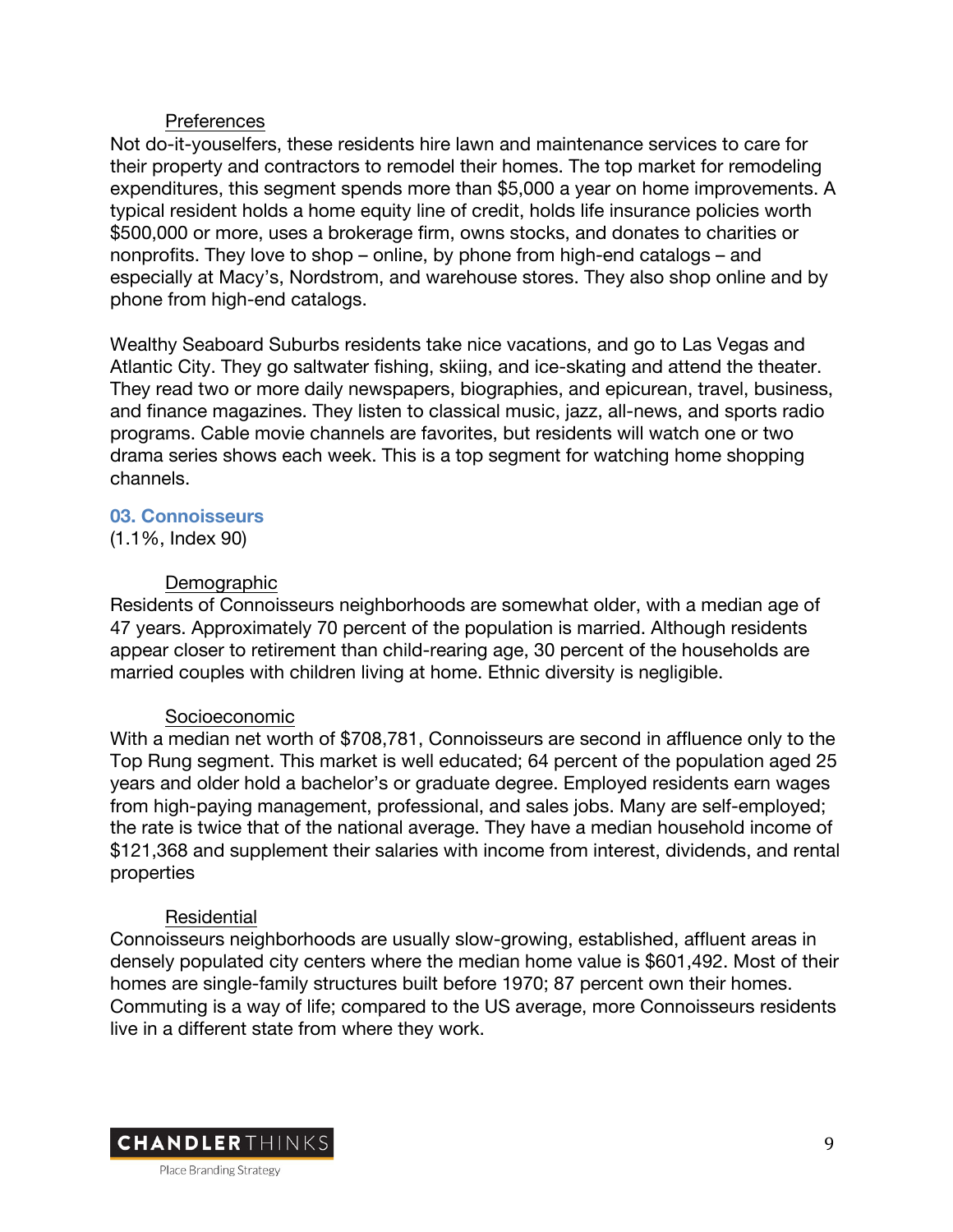Preferences

Not do-it-youselfers, these residents hire lawn and maintenance services to care for their property and contractors to remodel their homes. The top market for remodeling expenditures, this segment spends more than $5,000 a year on home improvements. A typical resident holds a home equity line of credit, holds life insurance policies worth $500,000 or more, uses a brokerage firm, owns stocks, and donates to charities or nonprofits. They love to shop – online, by phone from high-end catalogs – and especially at Macy's, Nordstrom, and warehouse stores. They also shop online and by phone from high-end catalogs.

Wealthy Seaboard Suburbs residents take nice vacations, and go to Las Vegas and Atlantic City. They go saltwater fishing, skiing, and ice-skating and attend the theater. They read two or more daily newspapers, biographies, and epicurean, travel, business, and finance magazines. They listen to classical music, jazz, all-news, and sports radio programs. Cable movie channels are favorites, but residents will watch one or two drama series shows each week. This is a top segment for watching home shopping channels.

### 03. Connoisseurs

(1.1%, Index 90)

Demographic

Residents of Connoisseurs neighborhoods are somewhat older, with a median age of 47 years. Approximately 70 percent of the population is married. Although residents appear closer to retirement than child-rearing age, 30 percent of the households are married couples with children living at home. Ethnic diversity is negligible.

Socioeconomic

With a median net worth of $708,781, Connoisseurs are second in affluence only to the Top Rung segment. This market is well educated; 64 percent of the population aged 25 years and older hold a bachelor's or graduate degree. Employed residents earn wages from high-paying management, professional, and sales jobs. Many are self-employed; the rate is twice that of the national average. They have a median household income of $121,368 and supplement their salaries with income from interest, dividends, and rental properties

Residential

Connoisseurs neighborhoods are usually slow-growing, established, affluent areas in densely populated city centers where the median home value is $601,492. Most of their homes are single-family structures built before 1970; 87 percent own their homes. Commuting is a way of life; compared to the US average, more Connoisseurs residents live in a different state from where they work.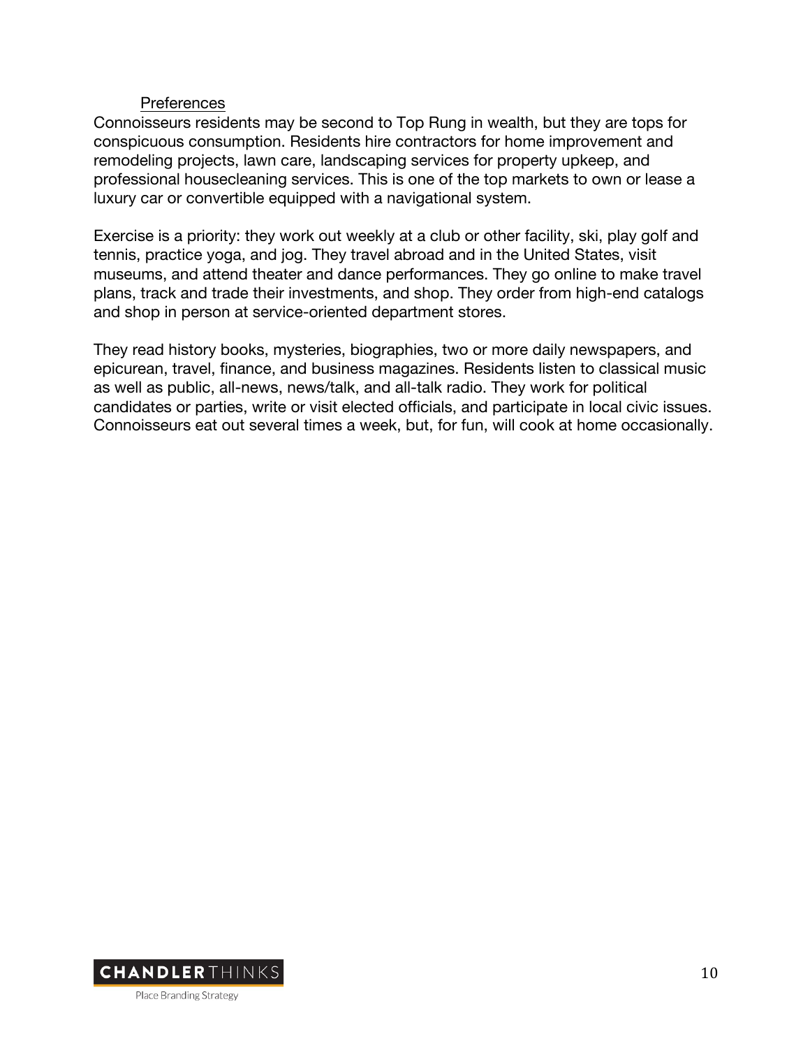Preferences

Connoisseurs residents may be second to Top Rung in wealth, but they are tops for conspicuous consumption. Residents hire contractors for home improvement and remodeling projects, lawn care, landscaping services for property upkeep, and professional housecleaning services. This is one of the top markets to own or lease a luxury car or convertible equipped with a navigational system.

Exercise is a priority: they work out weekly at a club or other facility, ski, play golf and tennis, practice yoga, and jog. They travel abroad and in the United States, visit museums, and attend theater and dance performances. They go online to make travel plans, track and trade their investments, and shop. They order from high-end catalogs and shop in person at service-oriented department stores.

They read history books, mysteries, biographies, two or more daily newspapers, and epicurean, travel, finance, and business magazines. Residents listen to classical music as well as public, all-news, news/talk, and all-talk radio. They work for political candidates or parties, write or visit elected officials, and participate in local civic issues. Connoisseurs eat out several times a week, but, for fun, will cook at home occasionally.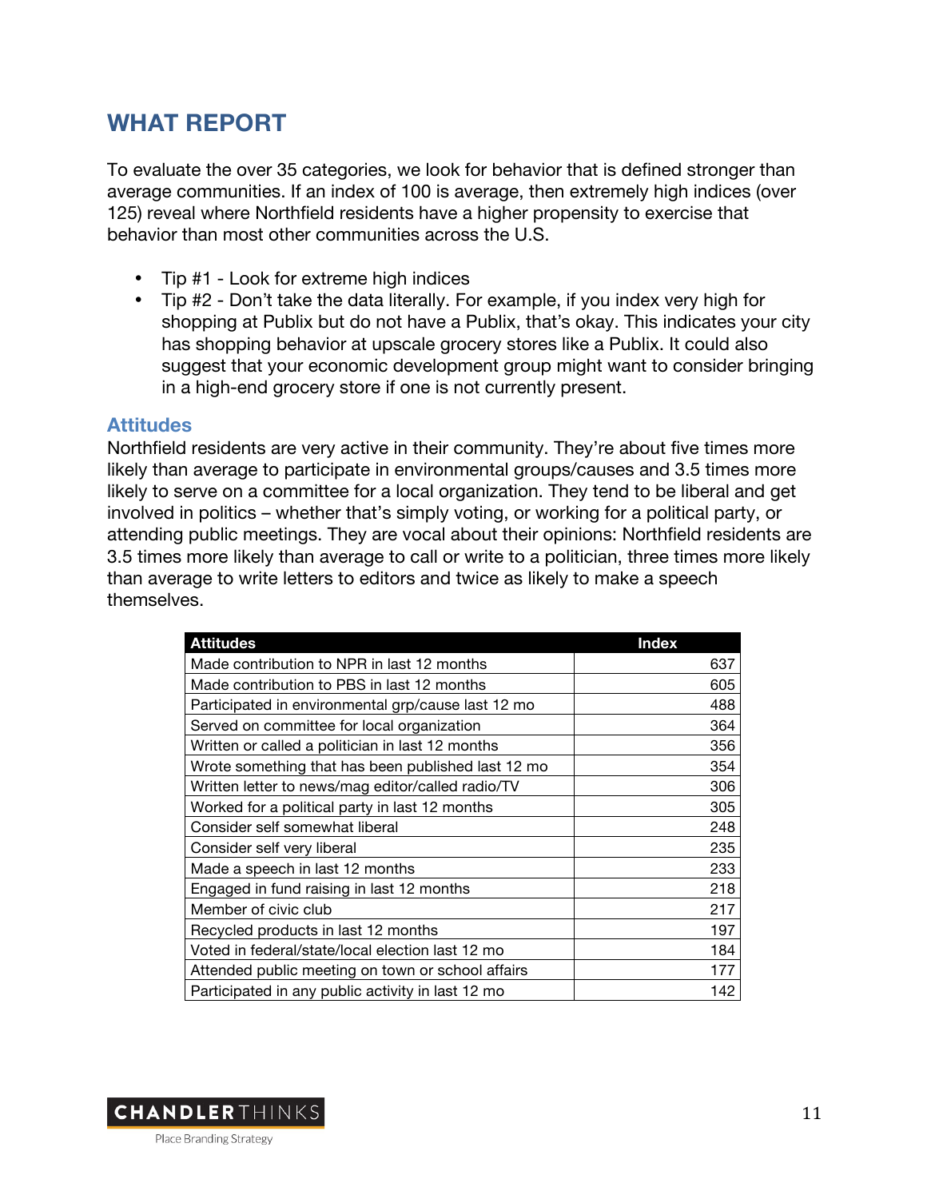## WHAT REPORT

To evaluate the over 35 categories, we look for behavior that is defined stronger than average communities. If an index of 100 is average, then extremely high indices (over 125) reveal where Northfield residents have a higher propensity to exercise that behavior than most other communities across the U.S.

- Tip #1 - Look for extreme high indices
- Tip #2 - Don't take the data literally. For example, if you index very high for shopping at Publix but do not have a Publix, that's okay. This indicates your city has shopping behavior at upscale grocery stores like a Publix. It could also suggest that your economic development group might want to consider bringing in a high-end grocery store if one is not currently present.

### Attitudes

Northfield residents are very active in their community. They're about five times more likely than average to participate in environmental groups/causes and 3.5 times more likely to serve on a committee for a local organization. They tend to be liberal and get involved in politics – whether that's simply voting, or working for a political party, or attending public meetings. They are vocal about their opinions: Northfield residents are 3.5 times more likely than average to call or write to a politician, three times more likely than average to write letters to editors and twice as likely to make a speech themselves.

| Attitudes | Index |
|---|---|
| Made contribution to NPR in last 12 months | 637 |
| Made contribution to PBS in last 12 months | 605 |
| Participated in environmental grp/cause last 12 mo | 488 |
| Served on committee for local organization | 364 |
| Written or called a politician in last 12 months | 356 |
| Wrote something that has been published last 12 mo | 354 |
| Written letter to news/mag editor/called radio/TV | 306 |
| Worked for a political party in last 12 months | 305 |
| Consider self somewhat liberal | 248 |
| Consider self very liberal | 235 |
| Made a speech in last 12 months | 233 |
| Engaged in fund raising in last 12 months | 218 |
| Member of civic club | 217 |
| Recycled products in last 12 months | 197 |
| Voted in federal/state/local election last 12 mo | 184 |
| Attended public meeting on town or school affairs | 177 |
| Participated in any public activity in last 12 mo | 142 |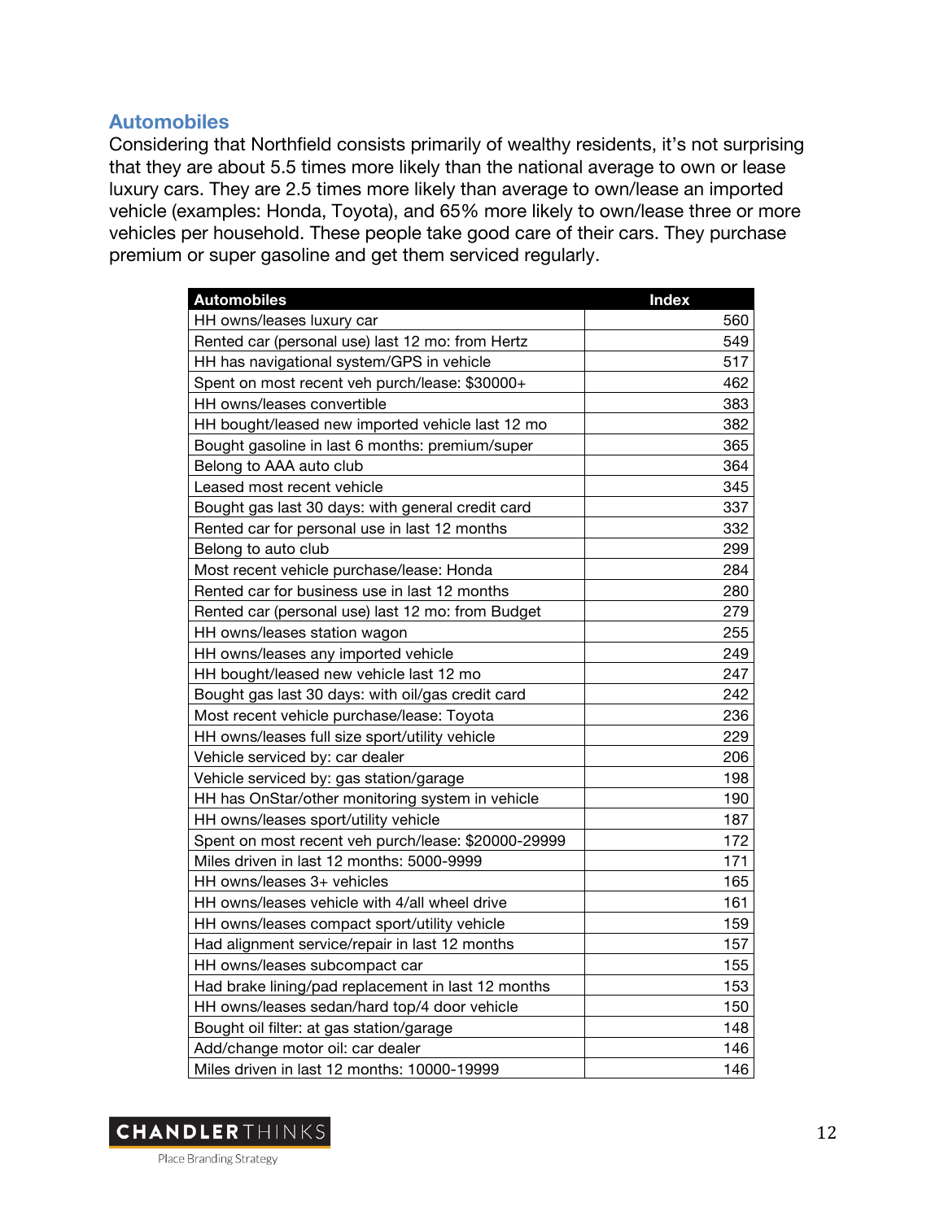## Automobiles

Considering that Northfield consists primarily of wealthy residents, it's not surprising that they are about 5.5 times more likely than the national average to own or lease luxury cars. They are 2.5 times more likely than average to own/lease an imported vehicle (examples: Honda, Toyota), and 65% more likely to own/lease three or more vehicles per household. These people take good care of their cars. They purchase premium or super gasoline and get them serviced regularly.

| Automobiles | Index |
|---|---|
| HH owns/leases luxury car | 560 |
| Rented car (personal use) last 12 mo: from Hertz | 549 |
| HH has navigational system/GPS in vehicle | 517 |
| Spent on most recent veh purch/lease: $30000+ | 462 |
| HH owns/leases convertible | 383 |
| HH bought/leased new imported vehicle last 12 mo | 382 |
| Bought gasoline in last 6 months: premium/super | 365 |
| Belong to AAA auto club | 364 |
| Leased most recent vehicle | 345 |
| Bought gas last 30 days: with general credit card | 337 |
| Rented car for personal use in last 12 months | 332 |
| Belong to auto club | 299 |
| Most recent vehicle purchase/lease: Honda | 284 |
| Rented car for business use in last 12 months | 280 |
| Rented car (personal use) last 12 mo: from Budget | 279 |
| HH owns/leases station wagon | 255 |
| HH owns/leases any imported vehicle | 249 |
| HH bought/leased new vehicle last 12 mo | 247 |
| Bought gas last 30 days: with oil/gas credit card | 242 |
| Most recent vehicle purchase/lease: Toyota | 236 |
| HH owns/leases full size sport/utility vehicle | 229 |
| Vehicle serviced by: car dealer | 206 |
| Vehicle serviced by: gas station/garage | 198 |
| HH has OnStar/other monitoring system in vehicle | 190 |
| HH owns/leases sport/utility vehicle | 187 |
| Spent on most recent veh purch/lease: $20000-29999 | 172 |
| Miles driven in last 12 months: 5000-9999 | 171 |
| HH owns/leases 3+ vehicles | 165 |
| HH owns/leases vehicle with 4/all wheel drive | 161 |
| HH owns/leases compact sport/utility vehicle | 159 |
| Had alignment service/repair in last 12 months | 157 |
| HH owns/leases subcompact car | 155 |
| Had brake lining/pad replacement in last 12 months | 153 |
| HH owns/leases sedan/hard top/4 door vehicle | 150 |
| Bought oil filter: at gas station/garage | 148 |
| Add/change motor oil: car dealer | 146 |
| Miles driven in last 12 months: 10000-19999 | 146 |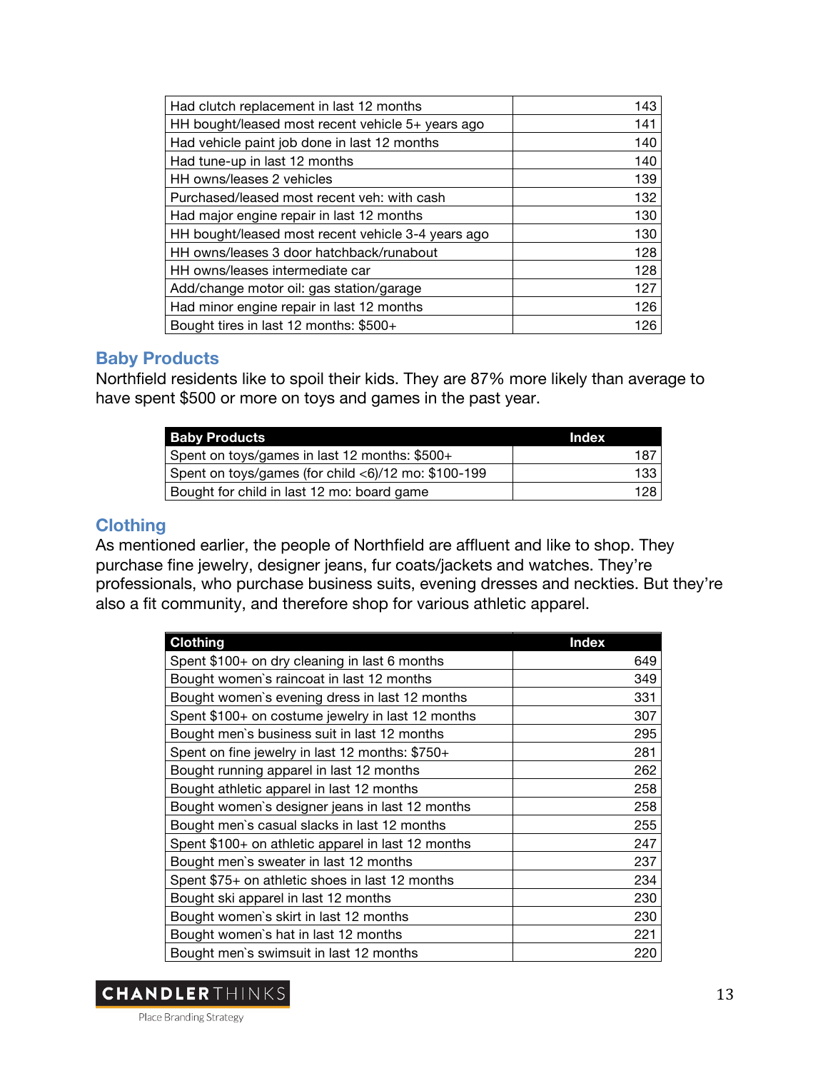| Had clutch replacement in last 12 months | 143 |
|---|---|
| HH bought/leased most recent vehicle 5+ years ago | 141 |
| Had vehicle paint job done in last 12 months | 140 |
| Had tune-up in last 12 months | 140 |
| HH owns/leases 2 vehicles | 139 |
| Purchased/leased most recent veh: with cash | 132 |
| Had major engine repair in last 12 months | 130 |
| HH bought/leased most recent vehicle 3-4 years ago | 130 |
| HH owns/leases 3 door hatchback/runabout | 128 |
| HH owns/leases intermediate car | 128 |
| Add/change motor oil: gas station/garage | 127 |
| Had minor engine repair in last 12 months | 126 |
| Bought tires in last 12 months: $500+ | 126 |

## Baby Products

Northfield residents like to spoil their kids. They are 87% more likely than average to have spent $500 or more on toys and games in the past year.

| Baby Products | Index |
|---|---|
| Spent on toys/games in last 12 months: $500+ | 187 |
| Spent on toys/games (for child <6)/12 mo: $100-199 | 133 |
| Bought for child in last 12 mo: board game | 128 |

## Clothing

As mentioned earlier, the people of Northfield are affluent and like to shop. They purchase fine jewelry, designer jeans, fur coats/jackets and watches. They're professionals, who purchase business suits, evening dresses and neckties. But they're also a fit community, and therefore shop for various athletic apparel.

| Clothing | Index |
|---|---|
| Spent $100+ on dry cleaning in last 6 months | 649 |
| Bought women`s raincoat in last 12 months | 349 |
| Bought women`s evening dress in last 12 months | 331 |
| Spent $100+ on costume jewelry in last 12 months | 307 |
| Bought men`s business suit in last 12 months | 295 |
| Spent on fine jewelry in last 12 months: $750+ | 281 |
| Bought running apparel in last 12 months | 262 |
| Bought athletic apparel in last 12 months | 258 |
| Bought women`s designer jeans in last 12 months | 258 |
| Bought men`s casual slacks in last 12 months | 255 |
| Spent $100+ on athletic apparel in last 12 months | 247 |
| Bought men`s sweater in last 12 months | 237 |
| Spent $75+ on athletic shoes in last 12 months | 234 |
| Bought ski apparel in last 12 months | 230 |
| Bought women`s skirt in last 12 months | 230 |
| Bought women`s hat in last 12 months | 221 |
| Bought men`s swimsuit in last 12 months | 220 |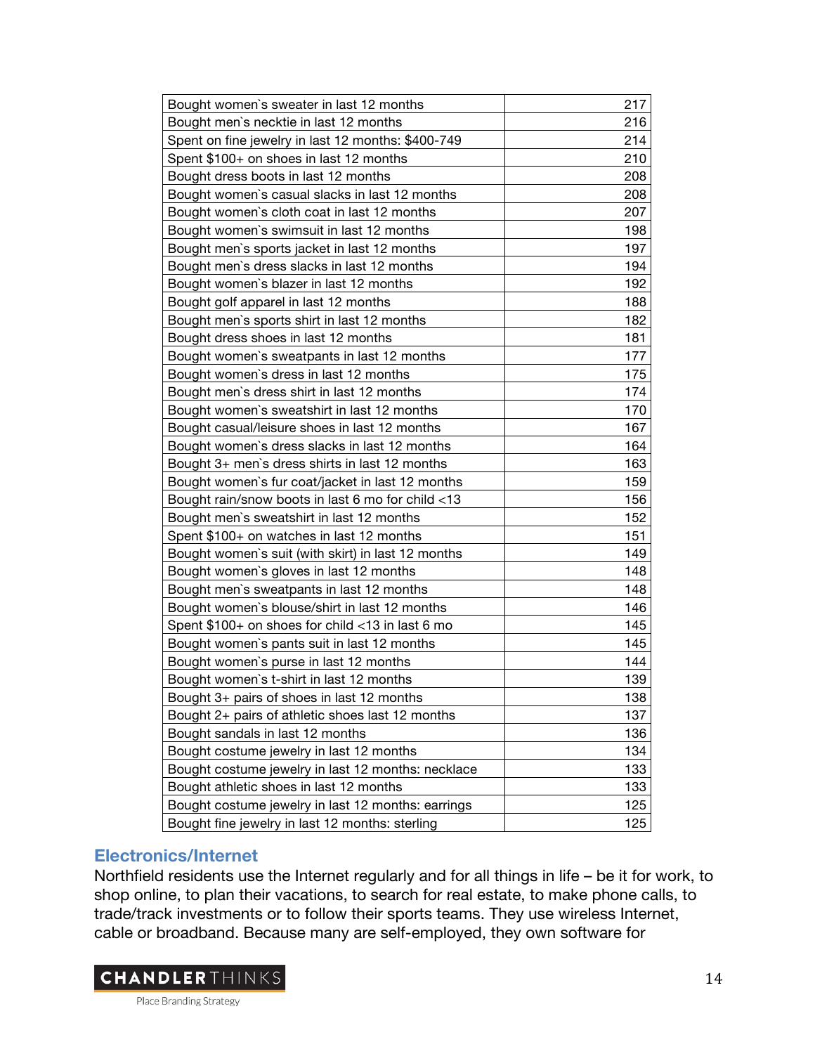| Bought women`s sweater in last 12 months | 217 |
|---|---|
| Bought men`s necktie in last 12 months | 216 |
| Spent on fine jewelry in last 12 months: $400-749 | 214 |
| Spent $100+ on shoes in last 12 months | 210 |
| Bought dress boots in last 12 months | 208 |
| Bought women`s casual slacks in last 12 months | 208 |
| Bought women`s cloth coat in last 12 months | 207 |
| Bought women`s swimsuit in last 12 months | 198 |
| Bought men`s sports jacket in last 12 months | 197 |
| Bought men`s dress slacks in last 12 months | 194 |
| Bought women`s blazer in last 12 months | 192 |
| Bought golf apparel in last 12 months | 188 |
| Bought men`s sports shirt in last 12 months | 182 |
| Bought dress shoes in last 12 months | 181 |
| Bought women`s sweatpants in last 12 months | 177 |
| Bought women`s dress in last 12 months | 175 |
| Bought men`s dress shirt in last 12 months | 174 |
| Bought women`s sweatshirt in last 12 months | 170 |
| Bought casual/leisure shoes in last 12 months | 167 |
| Bought women`s dress slacks in last 12 months | 164 |
| Bought 3+ men`s dress shirts in last 12 months | 163 |
| Bought women`s fur coat/jacket in last 12 months | 159 |
| Bought rain/snow boots in last 6 mo for child <13 | 156 |
| Bought men`s sweatshirt in last 12 months | 152 |
| Spent $100+ on watches in last 12 months | 151 |
| Bought women`s suit (with skirt) in last 12 months | 149 |
| Bought women`s gloves in last 12 months | 148 |
| Bought men`s sweatpants in last 12 months | 148 |
| Bought women`s blouse/shirt in last 12 months | 146 |
| Spent $100+ on shoes for child <13 in last 6 mo | 145 |
| Bought women`s pants suit in last 12 months | 145 |
| Bought women`s purse in last 12 months | 144 |
| Bought women`s t-shirt in last 12 months | 139 |
| Bought 3+ pairs of shoes in last 12 months | 138 |
| Bought 2+ pairs of athletic shoes last 12 months | 137 |
| Bought sandals in last 12 months | 136 |
| Bought costume jewelry in last 12 months | 134 |
| Bought costume jewelry in last 12 months: necklace | 133 |
| Bought athletic shoes in last 12 months | 133 |
| Bought costume jewelry in last 12 months: earrings | 125 |
| Bought fine jewelry in last 12 months: sterling | 125 |

## Electronics/Internet

Northfield residents use the Internet regularly and for all things in life – be it for work, to shop online, to plan their vacations, to search for real estate, to make phone calls, to trade/track investments or to follow their sports teams. They use wireless Internet, cable or broadband. Because many are self-employed, they own software for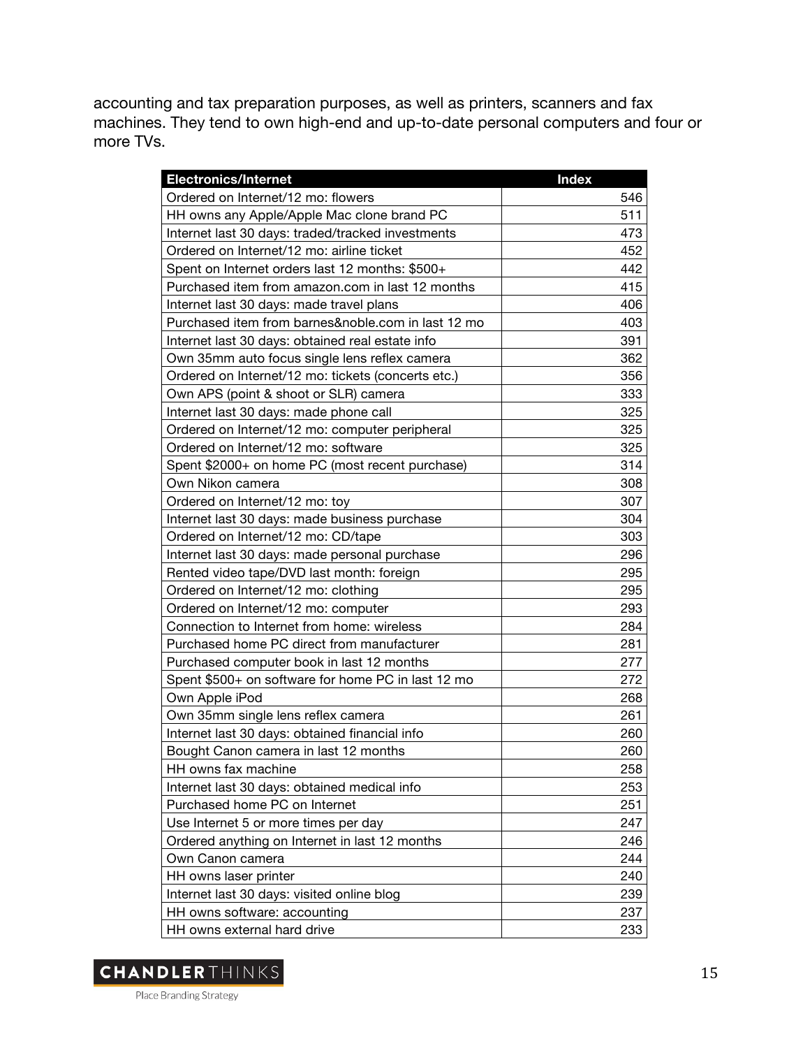accounting and tax preparation purposes, as well as printers, scanners and fax machines. They tend to own high-end and up-to-date personal computers and four or more TVs.

| Electronics/Internet | Index |
| --- | --- |
| Ordered on Internet/12 mo: flowers | 546 |
| HH owns any Apple/Apple Mac clone brand PC | 511 |
| Internet last 30 days: traded/tracked investments | 473 |
| Ordered on Internet/12 mo: airline ticket | 452 |
| Spent on Internet orders last 12 months: $500+ | 442 |
| Purchased item from amazon.com in last 12 months | 415 |
| Internet last 30 days: made travel plans | 406 |
| Purchased item from barnes&noble.com in last 12 mo | 403 |
| Internet last 30 days: obtained real estate info | 391 |
| Own 35mm auto focus single lens reflex camera | 362 |
| Ordered on Internet/12 mo: tickets (concerts etc.) | 356 |
| Own APS (point & shoot or SLR) camera | 333 |
| Internet last 30 days: made phone call | 325 |
| Ordered on Internet/12 mo: computer peripheral | 325 |
| Ordered on Internet/12 mo: software | 325 |
| Spent $2000+ on home PC (most recent purchase) | 314 |
| Own Nikon camera | 308 |
| Ordered on Internet/12 mo: toy | 307 |
| Internet last 30 days: made business purchase | 304 |
| Ordered on Internet/12 mo: CD/tape | 303 |
| Internet last 30 days: made personal purchase | 296 |
| Rented video tape/DVD last month: foreign | 295 |
| Ordered on Internet/12 mo: clothing | 295 |
| Ordered on Internet/12 mo: computer | 293 |
| Connection to Internet from home: wireless | 284 |
| Purchased home PC direct from manufacturer | 281 |
| Purchased computer book in last 12 months | 277 |
| Spent $500+ on software for home PC in last 12 mo | 272 |
| Own Apple iPod | 268 |
| Own 35mm single lens reflex camera | 261 |
| Internet last 30 days: obtained financial info | 260 |
| Bought Canon camera in last 12 months | 260 |
| HH owns fax machine | 258 |
| Internet last 30 days: obtained medical info | 253 |
| Purchased home PC on Internet | 251 |
| Use Internet 5 or more times per day | 247 |
| Ordered anything on Internet in last 12 months | 246 |
| Own Canon camera | 244 |
| HH owns laser printer | 240 |
| Internet last 30 days: visited online blog | 239 |
| HH owns software: accounting | 237 |
| HH owns external hard drive | 233 |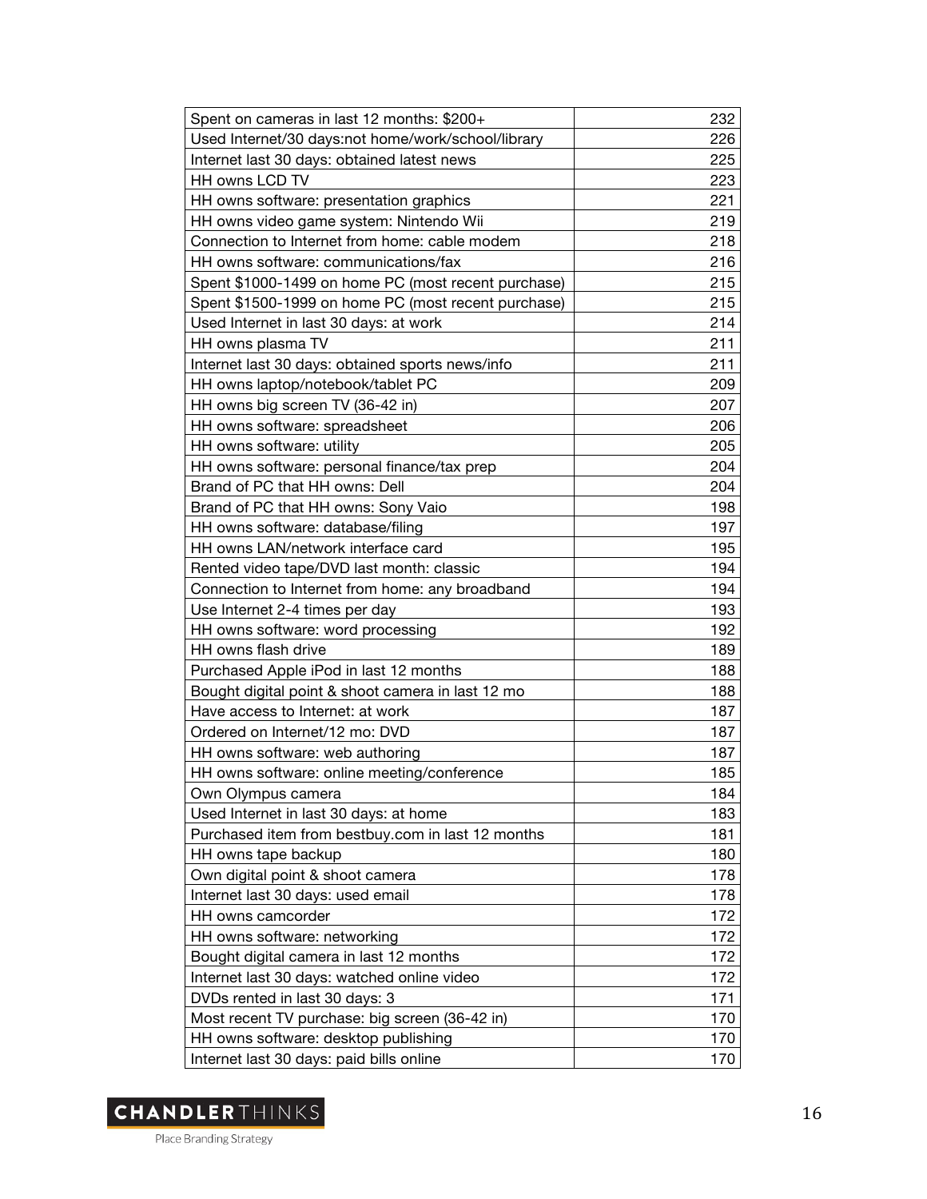| | |
|---|---|
| Spent on cameras in last 12 months: $200+ | 232 |
| Used Internet/30 days:not home/work/school/library | 226 |
| Internet last 30 days: obtained latest news | 225 |
| HH owns LCD TV | 223 |
| HH owns software: presentation graphics | 221 |
| HH owns video game system: Nintendo Wii | 219 |
| Connection to Internet from home: cable modem | 218 |
| HH owns software: communications/fax | 216 |
| Spent $1000-1499 on home PC (most recent purchase) | 215 |
| Spent $1500-1999 on home PC (most recent purchase) | 215 |
| Used Internet in last 30 days: at work | 214 |
| HH owns plasma TV | 211 |
| Internet last 30 days: obtained sports news/info | 211 |
| HH owns laptop/notebook/tablet PC | 209 |
| HH owns big screen TV (36-42 in) | 207 |
| HH owns software: spreadsheet | 206 |
| HH owns software: utility | 205 |
| HH owns software: personal finance/tax prep | 204 |
| Brand of PC that HH owns: Dell | 204 |
| Brand of PC that HH owns: Sony Vaio | 198 |
| HH owns software: database/filing | 197 |
| HH owns LAN/network interface card | 195 |
| Rented video tape/DVD last month: classic | 194 |
| Connection to Internet from home: any broadband | 194 |
| Use Internet 2-4 times per day | 193 |
| HH owns software: word processing | 192 |
| HH owns flash drive | 189 |
| Purchased Apple iPod in last 12 months | 188 |
| Bought digital point & shoot camera in last 12 mo | 188 |
| Have access to Internet: at work | 187 |
| Ordered on Internet/12 mo: DVD | 187 |
| HH owns software: web authoring | 187 |
| HH owns software: online meeting/conference | 185 |
| Own Olympus camera | 184 |
| Used Internet in last 30 days: at home | 183 |
| Purchased item from bestbuy.com in last 12 months | 181 |
| HH owns tape backup | 180 |
| Own digital point & shoot camera | 178 |
| Internet last 30 days: used email | 178 |
| HH owns camcorder | 172 |
| HH owns software: networking | 172 |
| Bought digital camera in last 12 months | 172 |
| Internet last 30 days: watched online video | 172 |
| DVDs rented in last 30 days: 3 | 171 |
| Most recent TV purchase: big screen (36-42 in) | 170 |
| HH owns software: desktop publishing | 170 |
| Internet last 30 days: paid bills online | 170 |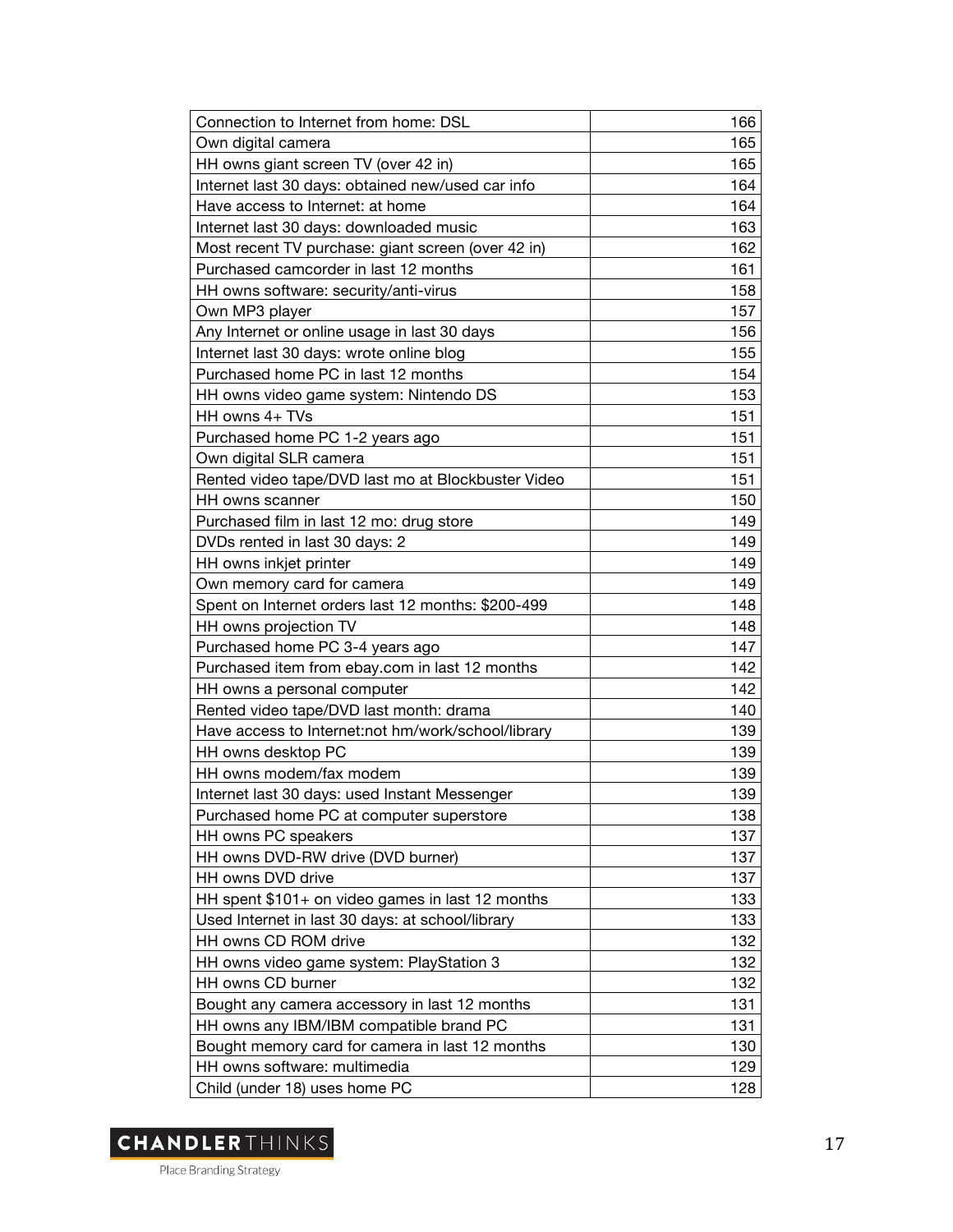| | |
|---|---|
| Connection to Internet from home: DSL | 166 |
| Own digital camera | 165 |
| HH owns giant screen TV (over 42 in) | 165 |
| Internet last 30 days: obtained new/used car info | 164 |
| Have access to Internet: at home | 164 |
| Internet last 30 days: downloaded music | 163 |
| Most recent TV purchase: giant screen (over 42 in) | 162 |
| Purchased camcorder in last 12 months | 161 |
| HH owns software: security/anti-virus | 158 |
| Own MP3 player | 157 |
| Any Internet or online usage in last 30 days | 156 |
| Internet last 30 days: wrote online blog | 155 |
| Purchased home PC in last 12 months | 154 |
| HH owns video game system: Nintendo DS | 153 |
| HH owns 4+ TVs | 151 |
| Purchased home PC 1-2 years ago | 151 |
| Own digital SLR camera | 151 |
| Rented video tape/DVD last mo at Blockbuster Video | 151 |
| HH owns scanner | 150 |
| Purchased film in last 12 mo: drug store | 149 |
| DVDs rented in last 30 days: 2 | 149 |
| HH owns inkjet printer | 149 |
| Own memory card for camera | 149 |
| Spent on Internet orders last 12 months: $200-499 | 148 |
| HH owns projection TV | 148 |
| Purchased home PC 3-4 years ago | 147 |
| Purchased item from ebay.com in last 12 months | 142 |
| HH owns a personal computer | 142 |
| Rented video tape/DVD last month: drama | 140 |
| Have access to Internet:not hm/work/school/library | 139 |
| HH owns desktop PC | 139 |
| HH owns modem/fax modem | 139 |
| Internet last 30 days: used Instant Messenger | 139 |
| Purchased home PC at computer superstore | 138 |
| HH owns PC speakers | 137 |
| HH owns DVD-RW drive (DVD burner) | 137 |
| HH owns DVD drive | 137 |
| HH spent $101+ on video games in last 12 months | 133 |
| Used Internet in last 30 days: at school/library | 133 |
| HH owns CD ROM drive | 132 |
| HH owns video game system: PlayStation 3 | 132 |
| HH owns CD burner | 132 |
| Bought any camera accessory in last 12 months | 131 |
| HH owns any IBM/IBM compatible brand PC | 131 |
| Bought memory card for camera in last 12 months | 130 |
| HH owns software: multimedia | 129 |
| Child (under 18) uses home PC | 128 |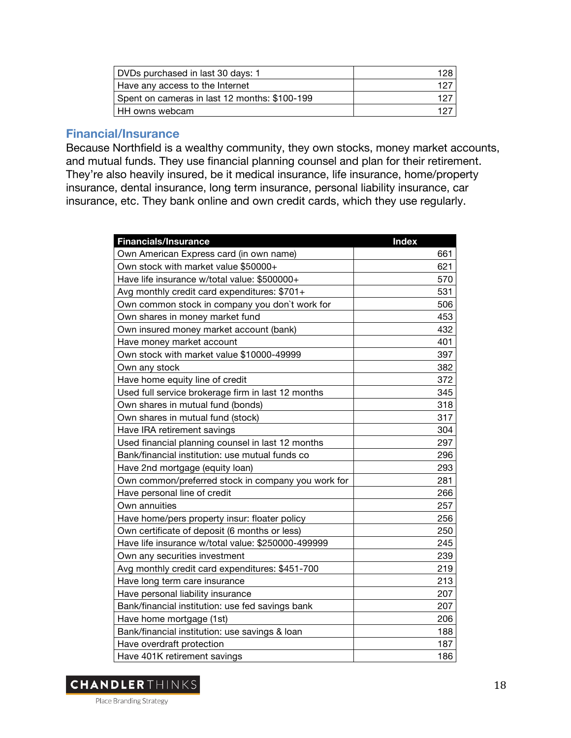| | |
|---|---:|
| DVDs purchased in last 30 days: 1 | 128 |
| Have any access to the Internet | 127 |
| Spent on cameras in last 12 months: $100-199 | 127 |
| HH owns webcam | 127 |

## Financial/Insurance

Because Northfield is a wealthy community, they own stocks, money market accounts, and mutual funds. They use financial planning counsel and plan for their retirement. They're also heavily insured, be it medical insurance, life insurance, home/property insurance, dental insurance, long term insurance, personal liability insurance, car insurance, etc. They bank online and own credit cards, which they use regularly.

| Financials/Insurance | Index |
|---|---:|
| Own American Express card (in own name) | 661 |
| Own stock with market value $50000+ | 621 |
| Have life insurance w/total value: $500000+ | 570 |
| Avg monthly credit card expenditures: $701+ | 531 |
| Own common stock in company you don`t work for | 506 |
| Own shares in money market fund | 453 |
| Own insured money market account (bank) | 432 |
| Have money market account | 401 |
| Own stock with market value $10000-49999 | 397 |
| Own any stock | 382 |
| Have home equity line of credit | 372 |
| Used full service brokerage firm in last 12 months | 345 |
| Own shares in mutual fund (bonds) | 318 |
| Own shares in mutual fund (stock) | 317 |
| Have IRA retirement savings | 304 |
| Used financial planning counsel in last 12 months | 297 |
| Bank/financial institution: use mutual funds co | 296 |
| Have 2nd mortgage (equity loan) | 293 |
| Own common/preferred stock in company you work for | 281 |
| Have personal line of credit | 266 |
| Own annuities | 257 |
| Have home/pers property insur: floater policy | 256 |
| Own certificate of deposit (6 months or less) | 250 |
| Have life insurance w/total value: $250000-499999 | 245 |
| Own any securities investment | 239 |
| Avg monthly credit card expenditures: $451-700 | 219 |
| Have long term care insurance | 213 |
| Have personal liability insurance | 207 |
| Bank/financial institution: use fed savings bank | 207 |
| Have home mortgage (1st) | 206 |
| Bank/financial institution: use savings & loan | 188 |
| Have overdraft protection | 187 |
| Have 401K retirement savings | 186 |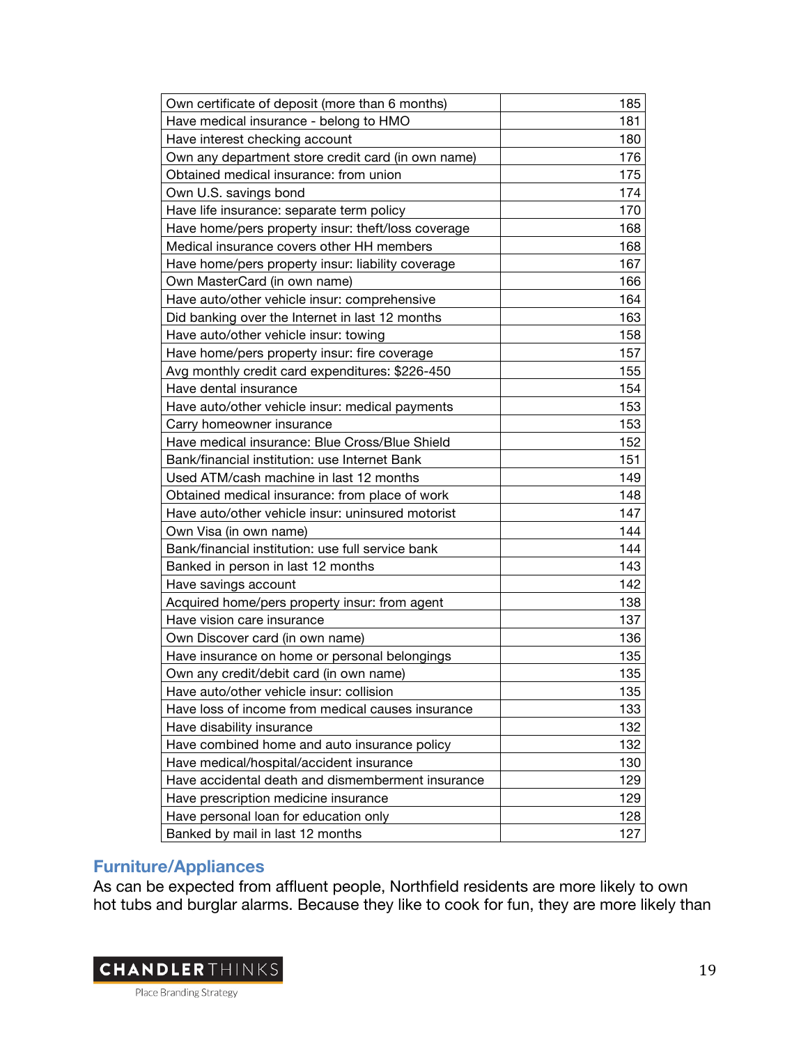| | |
|---|---|
| Own certificate of deposit (more than 6 months) | 185 |
| Have medical insurance - belong to HMO | 181 |
| Have interest checking account | 180 |
| Own any department store credit card (in own name) | 176 |
| Obtained medical insurance: from union | 175 |
| Own U.S. savings bond | 174 |
| Have life insurance: separate term policy | 170 |
| Have home/pers property insur: theft/loss coverage | 168 |
| Medical insurance covers other HH members | 168 |
| Have home/pers property insur: liability coverage | 167 |
| Own MasterCard (in own name) | 166 |
| Have auto/other vehicle insur: comprehensive | 164 |
| Did banking over the Internet in last 12 months | 163 |
| Have auto/other vehicle insur: towing | 158 |
| Have home/pers property insur: fire coverage | 157 |
| Avg monthly credit card expenditures: $226-450 | 155 |
| Have dental insurance | 154 |
| Have auto/other vehicle insur: medical payments | 153 |
| Carry homeowner insurance | 153 |
| Have medical insurance: Blue Cross/Blue Shield | 152 |
| Bank/financial institution: use Internet Bank | 151 |
| Used ATM/cash machine in last 12 months | 149 |
| Obtained medical insurance: from place of work | 148 |
| Have auto/other vehicle insur: uninsured motorist | 147 |
| Own Visa (in own name) | 144 |
| Bank/financial institution: use full service bank | 144 |
| Banked in person in last 12 months | 143 |
| Have savings account | 142 |
| Acquired home/pers property insur: from agent | 138 |
| Have vision care insurance | 137 |
| Own Discover card (in own name) | 136 |
| Have insurance on home or personal belongings | 135 |
| Own any credit/debit card (in own name) | 135 |
| Have auto/other vehicle insur: collision | 135 |
| Have loss of income from medical causes insurance | 133 |
| Have disability insurance | 132 |
| Have combined home and auto insurance policy | 132 |
| Have medical/hospital/accident insurance | 130 |
| Have accidental death and dismemberment insurance | 129 |
| Have prescription medicine insurance | 129 |
| Have personal loan for education only | 128 |
| Banked by mail in last 12 months | 127 |

## Furniture/Appliances

As can be expected from affluent people, Northfield residents are more likely to own hot tubs and burglar alarms. Because they like to cook for fun, they are more likely than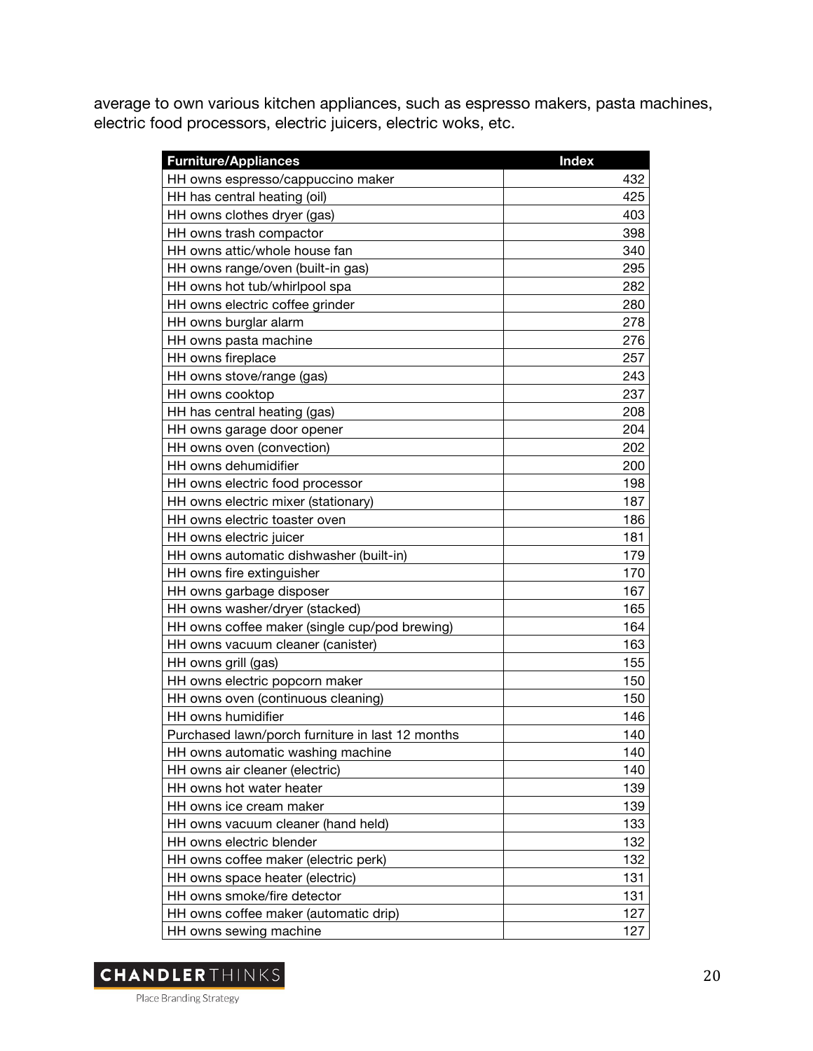average to own various kitchen appliances, such as espresso makers, pasta machines, electric food processors, electric juicers, electric woks, etc.

| Furniture/Appliances | Index |
| --- | --- |
| HH owns espresso/cappuccino maker | 432 |
| HH has central heating (oil) | 425 |
| HH owns clothes dryer (gas) | 403 |
| HH owns trash compactor | 398 |
| HH owns attic/whole house fan | 340 |
| HH owns range/oven (built-in gas) | 295 |
| HH owns hot tub/whirlpool spa | 282 |
| HH owns electric coffee grinder | 280 |
| HH owns burglar alarm | 278 |
| HH owns pasta machine | 276 |
| HH owns fireplace | 257 |
| HH owns stove/range (gas) | 243 |
| HH owns cooktop | 237 |
| HH has central heating (gas) | 208 |
| HH owns garage door opener | 204 |
| HH owns oven (convection) | 202 |
| HH owns dehumidifier | 200 |
| HH owns electric food processor | 198 |
| HH owns electric mixer (stationary) | 187 |
| HH owns electric toaster oven | 186 |
| HH owns electric juicer | 181 |
| HH owns automatic dishwasher (built-in) | 179 |
| HH owns fire extinguisher | 170 |
| HH owns garbage disposer | 167 |
| HH owns washer/dryer (stacked) | 165 |
| HH owns coffee maker (single cup/pod brewing) | 164 |
| HH owns vacuum cleaner (canister) | 163 |
| HH owns grill (gas) | 155 |
| HH owns electric popcorn maker | 150 |
| HH owns oven (continuous cleaning) | 150 |
| HH owns humidifier | 146 |
| Purchased lawn/porch furniture in last 12 months | 140 |
| HH owns automatic washing machine | 140 |
| HH owns air cleaner (electric) | 140 |
| HH owns hot water heater | 139 |
| HH owns ice cream maker | 139 |
| HH owns vacuum cleaner (hand held) | 133 |
| HH owns electric blender | 132 |
| HH owns coffee maker (electric perk) | 132 |
| HH owns space heater (electric) | 131 |
| HH owns smoke/fire detector | 131 |
| HH owns coffee maker (automatic drip) | 127 |
| HH owns sewing machine | 127 |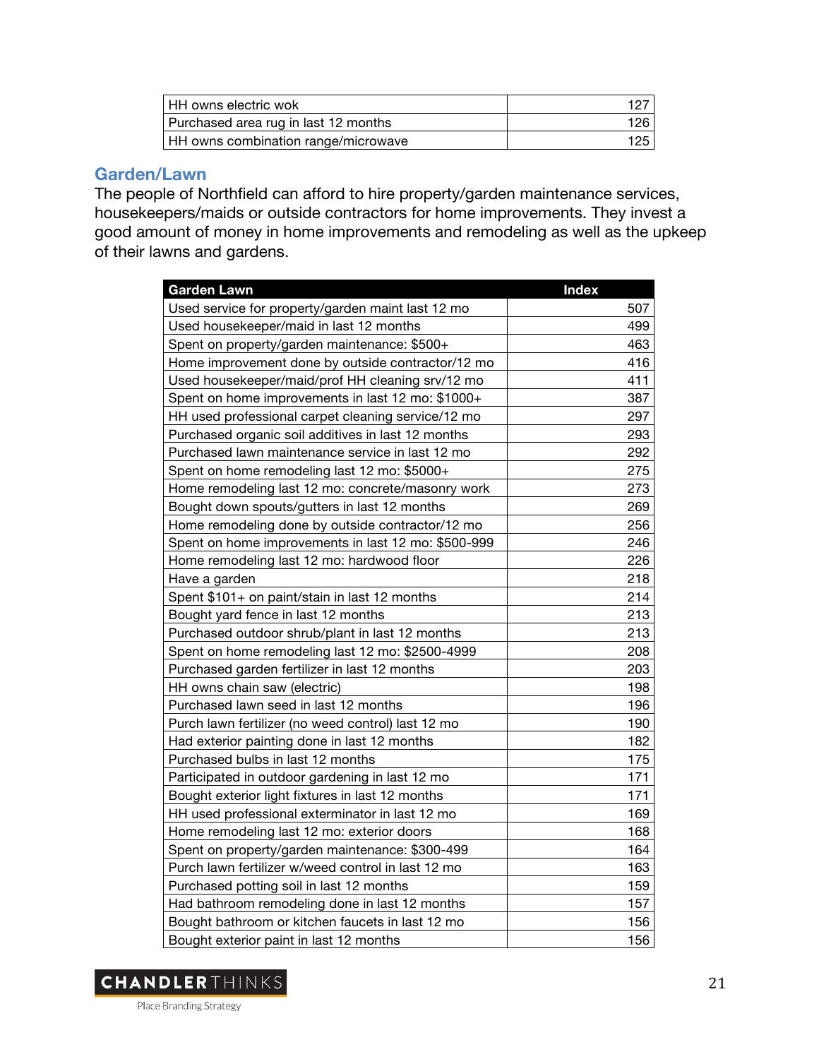| | |
|---|---|
| HH owns electric wok | 127 |
| Purchased area rug in last 12 months | 126 |
| HH owns combination range/microwave | 125 |

## Garden/Lawn

The people of Northfield can afford to hire property/garden maintenance services, housekeepers/maids or outside contractors for home improvements. They invest a good amount of money in home improvements and remodeling as well as the upkeep of their lawns and gardens.

| Garden Lawn | Index |
|---|---|
| Used service for property/garden maint last 12 mo | 507 |
| Used housekeeper/maid in last 12 months | 499 |
| Spent on property/garden maintenance: $500+ | 463 |
| Home improvement done by outside contractor/12 mo | 416 |
| Used housekeeper/maid/prof HH cleaning srv/12 mo | 411 |
| Spent on home improvements in last 12 mo: $1000+ | 387 |
| HH used professional carpet cleaning service/12 mo | 297 |
| Purchased organic soil additives in last 12 months | 293 |
| Purchased lawn maintenance service in last 12 mo | 292 |
| Spent on home remodeling last 12 mo: $5000+ | 275 |
| Home remodeling last 12 mo: concrete/masonry work | 273 |
| Bought down spouts/gutters in last 12 months | 269 |
| Home remodeling done by outside contractor/12 mo | 256 |
| Spent on home improvements in last 12 mo: $500-999 | 246 |
| Home remodeling last 12 mo: hardwood floor | 226 |
| Have a garden | 218 |
| Spent $101+ on paint/stain in last 12 months | 214 |
| Bought yard fence in last 12 months | 213 |
| Purchased outdoor shrub/plant in last 12 months | 213 |
| Spent on home remodeling last 12 mo: $2500-4999 | 208 |
| Purchased garden fertilizer in last 12 months | 203 |
| HH owns chain saw (electric) | 198 |
| Purchased lawn seed in last 12 months | 196 |
| Purch lawn fertilizer (no weed control) last 12 mo | 190 |
| Had exterior painting done in last 12 months | 182 |
| Purchased bulbs in last 12 months | 175 |
| Participated in outdoor gardening in last 12 mo | 171 |
| Bought exterior light fixtures in last 12 months | 171 |
| HH used professional exterminator in last 12 mo | 169 |
| Home remodeling last 12 mo: exterior doors | 168 |
| Spent on property/garden maintenance: $300-499 | 164 |
| Purch lawn fertilizer w/weed control in last 12 mo | 163 |
| Purchased potting soil in last 12 months | 159 |
| Had bathroom remodeling done in last 12 months | 157 |
| Bought bathroom or kitchen faucets in last 12 mo | 156 |
| Bought exterior paint in last 12 months | 156 |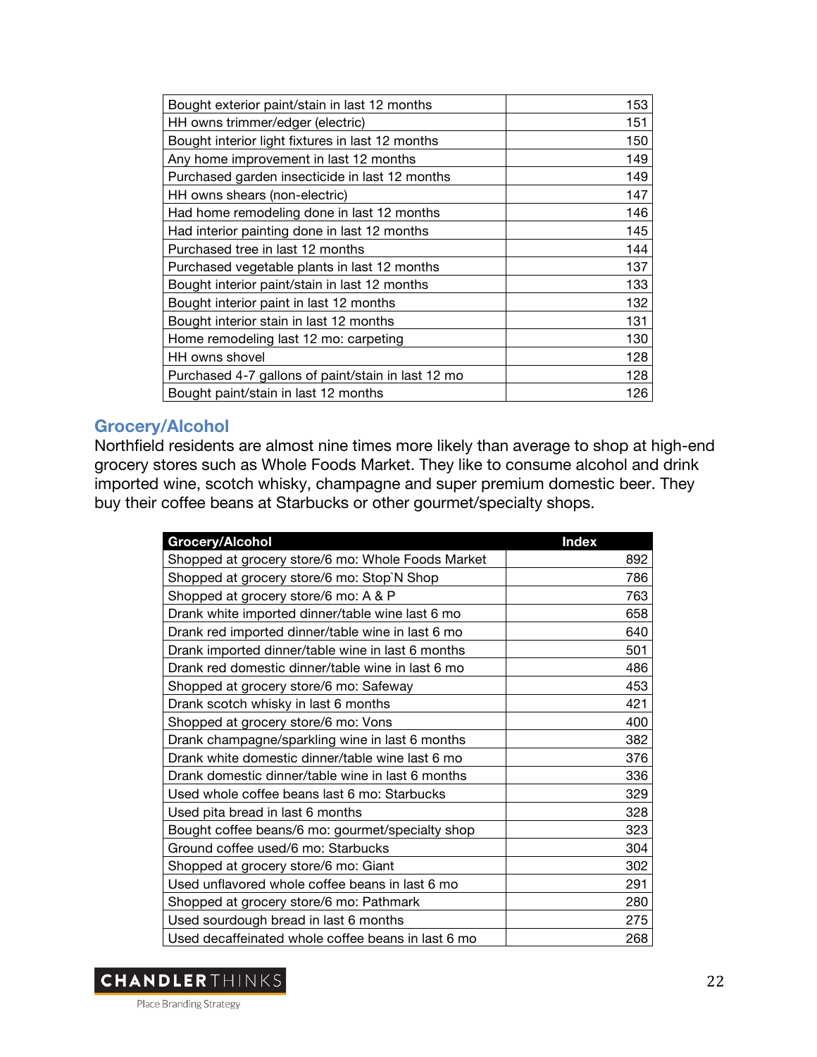| | |
|---|---|
| Bought exterior paint/stain in last 12 months | 153 |
| HH owns trimmer/edger (electric) | 151 |
| Bought interior light fixtures in last 12 months | 150 |
| Any home improvement in last 12 months | 149 |
| Purchased garden insecticide in last 12 months | 149 |
| HH owns shears (non-electric) | 147 |
| Had home remodeling done in last 12 months | 146 |
| Had interior painting done in last 12 months | 145 |
| Purchased tree in last 12 months | 144 |
| Purchased vegetable plants in last 12 months | 137 |
| Bought interior paint/stain in last 12 months | 133 |
| Bought interior paint in last 12 months | 132 |
| Bought interior stain in last 12 months | 131 |
| Home remodeling last 12 mo: carpeting | 130 |
| HH owns shovel | 128 |
| Purchased 4-7 gallons of paint/stain in last 12 mo | 128 |
| Bought paint/stain in last 12 months | 126 |

## Grocery/Alcohol

Northfield residents are almost nine times more likely than average to shop at high-end grocery stores such as Whole Foods Market. They like to consume alcohol and drink imported wine, scotch whisky, champagne and super premium domestic beer. They buy their coffee beans at Starbucks or other gourmet/specialty shops.

| Grocery/Alcohol | Index |
|---|---|
| Shopped at grocery store/6 mo: Whole Foods Market | 892 |
| Shopped at grocery store/6 mo: Stop`N Shop | 786 |
| Shopped at grocery store/6 mo: A & P | 763 |
| Drank white imported dinner/table wine last 6 mo | 658 |
| Drank red imported dinner/table wine in last 6 mo | 640 |
| Drank imported dinner/table wine in last 6 months | 501 |
| Drank red domestic dinner/table wine in last 6 mo | 486 |
| Shopped at grocery store/6 mo: Safeway | 453 |
| Drank scotch whisky in last 6 months | 421 |
| Shopped at grocery store/6 mo: Vons | 400 |
| Drank champagne/sparkling wine in last 6 months | 382 |
| Drank white domestic dinner/table wine last 6 mo | 376 |
| Drank domestic dinner/table wine in last 6 months | 336 |
| Used whole coffee beans last 6 mo: Starbucks | 329 |
| Used pita bread in last 6 months | 328 |
| Bought coffee beans/6 mo: gourmet/specialty shop | 323 |
| Ground coffee used/6 mo: Starbucks | 304 |
| Shopped at grocery store/6 mo: Giant | 302 |
| Used unflavored whole coffee beans in last 6 mo | 291 |
| Shopped at grocery store/6 mo: Pathmark | 280 |
| Used sourdough bread in last 6 months | 275 |
| Used decaffeinated whole coffee beans in last 6 mo | 268 |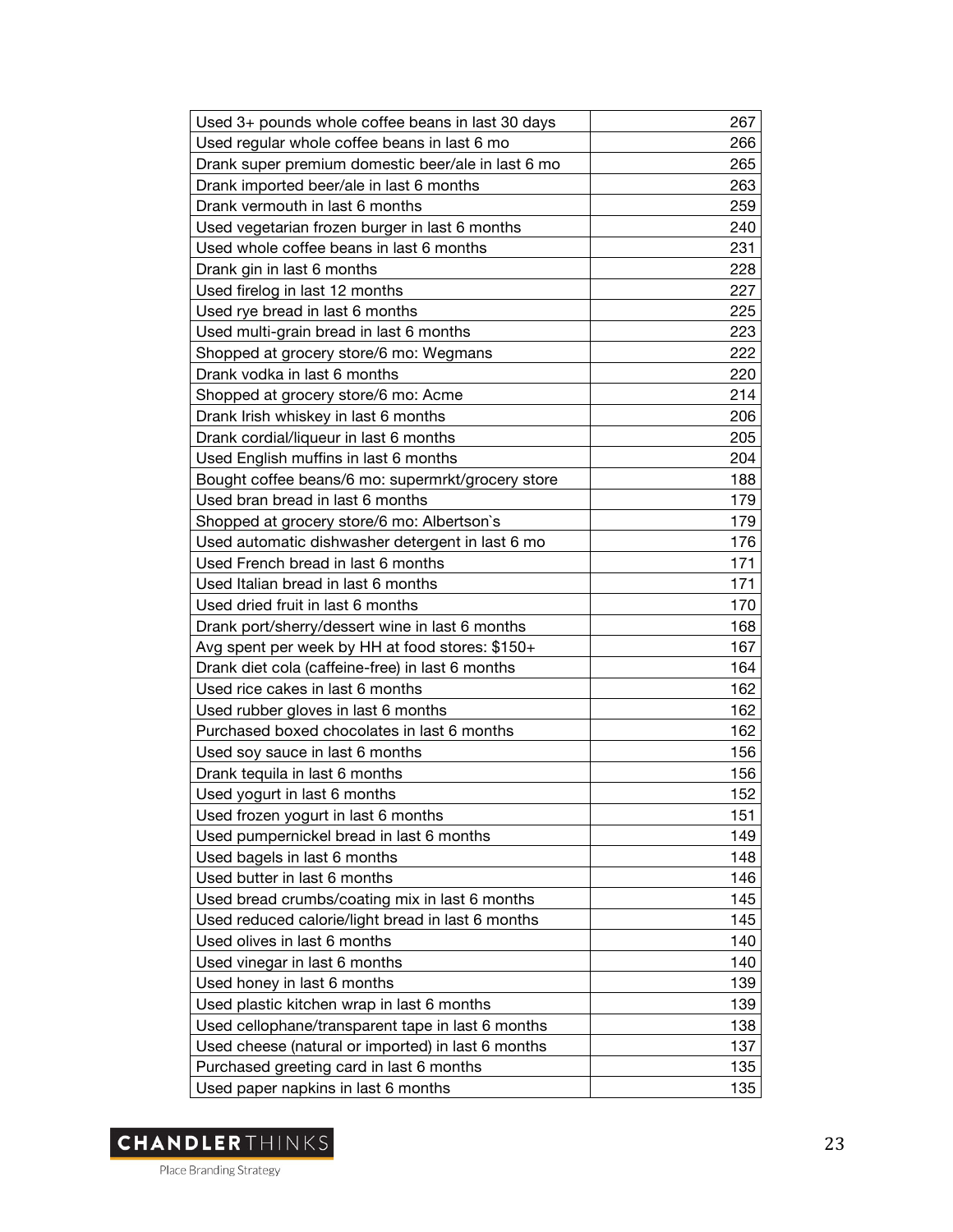| | |
|---|---|
| Used 3+ pounds whole coffee beans in last 30 days | 267 |
| Used regular whole coffee beans in last 6 mo | 266 |
| Drank super premium domestic beer/ale in last 6 mo | 265 |
| Drank imported beer/ale in last 6 months | 263 |
| Drank vermouth in last 6 months | 259 |
| Used vegetarian frozen burger in last 6 months | 240 |
| Used whole coffee beans in last 6 months | 231 |
| Drank gin in last 6 months | 228 |
| Used firelog in last 12 months | 227 |
| Used rye bread in last 6 months | 225 |
| Used multi-grain bread in last 6 months | 223 |
| Shopped at grocery store/6 mo: Wegmans | 222 |
| Drank vodka in last 6 months | 220 |
| Shopped at grocery store/6 mo: Acme | 214 |
| Drank Irish whiskey in last 6 months | 206 |
| Drank cordial/liqueur in last 6 months | 205 |
| Used English muffins in last 6 months | 204 |
| Bought coffee beans/6 mo: supermrkt/grocery store | 188 |
| Used bran bread in last 6 months | 179 |
| Shopped at grocery store/6 mo: Albertson`s | 179 |
| Used automatic dishwasher detergent in last 6 mo | 176 |
| Used French bread in last 6 months | 171 |
| Used Italian bread in last 6 months | 171 |
| Used dried fruit in last 6 months | 170 |
| Drank port/sherry/dessert wine in last 6 months | 168 |
| Avg spent per week by HH at food stores: $150+ | 167 |
| Drank diet cola (caffeine-free) in last 6 months | 164 |
| Used rice cakes in last 6 months | 162 |
| Used rubber gloves in last 6 months | 162 |
| Purchased boxed chocolates in last 6 months | 162 |
| Used soy sauce in last 6 months | 156 |
| Drank tequila in last 6 months | 156 |
| Used yogurt in last 6 months | 152 |
| Used frozen yogurt in last 6 months | 151 |
| Used pumpernickel bread in last 6 months | 149 |
| Used bagels in last 6 months | 148 |
| Used butter in last 6 months | 146 |
| Used bread crumbs/coating mix in last 6 months | 145 |
| Used reduced calorie/light bread in last 6 months | 145 |
| Used olives in last 6 months | 140 |
| Used vinegar in last 6 months | 140 |
| Used honey in last 6 months | 139 |
| Used plastic kitchen wrap in last 6 months | 139 |
| Used cellophane/transparent tape in last 6 months | 138 |
| Used cheese (natural or imported) in last 6 months | 137 |
| Purchased greeting card in last 6 months | 135 |
| Used paper napkins in last 6 months | 135 |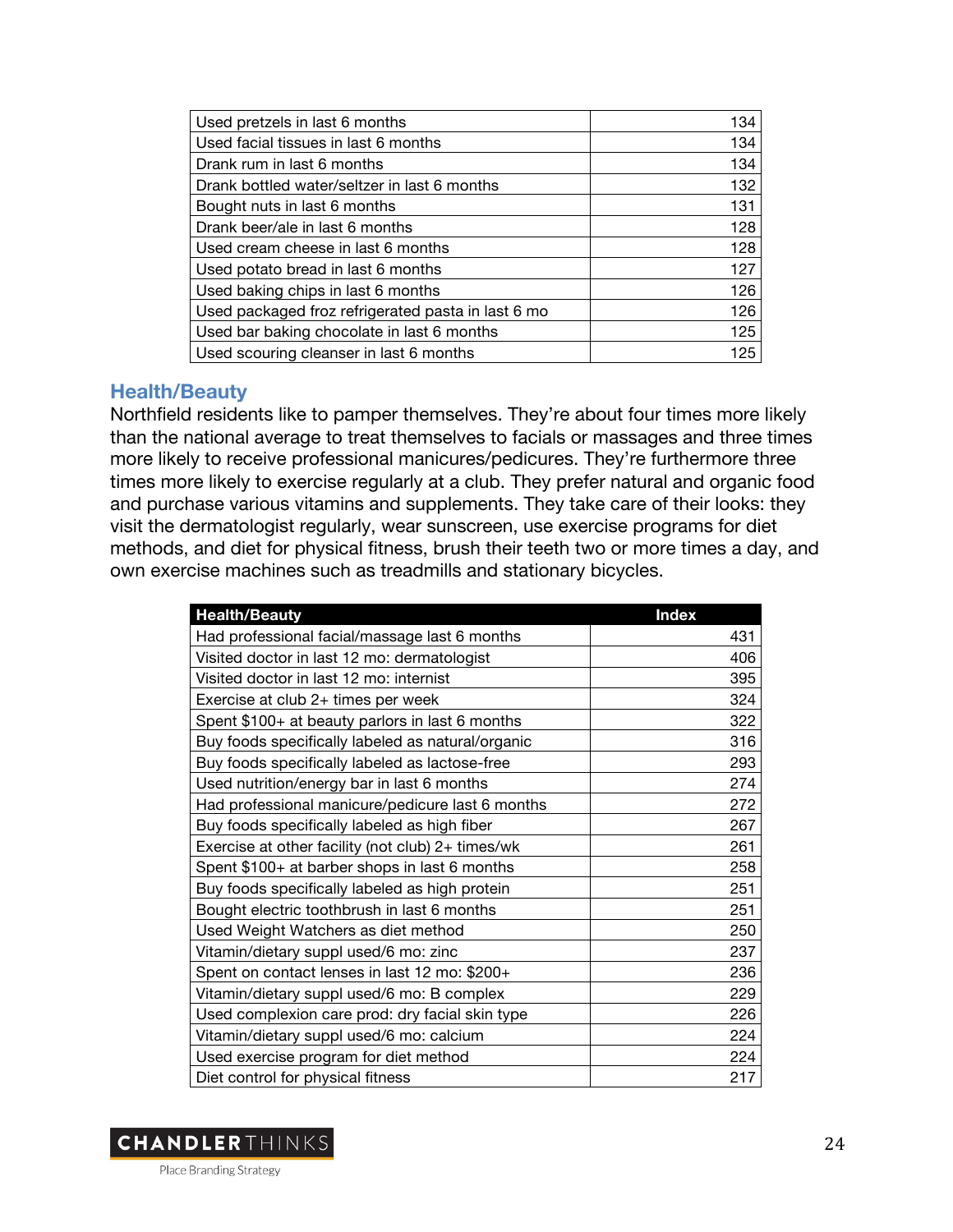| | |
|---|---|
| Used pretzels in last 6 months | 134 |
| Used facial tissues in last 6 months | 134 |
| Drank rum in last 6 months | 134 |
| Drank bottled water/seltzer in last 6 months | 132 |
| Bought nuts in last 6 months | 131 |
| Drank beer/ale in last 6 months | 128 |
| Used cream cheese in last 6 months | 128 |
| Used potato bread in last 6 months | 127 |
| Used baking chips in last 6 months | 126 |
| Used packaged froz refrigerated pasta in last 6 mo | 126 |
| Used bar baking chocolate in last 6 months | 125 |
| Used scouring cleanser in last 6 months | 125 |

### Health/Beauty

Northfield residents like to pamper themselves. They're about four times more likely than the national average to treat themselves to facials or massages and three times more likely to receive professional manicures/pedicures. They're furthermore three times more likely to exercise regularly at a club. They prefer natural and organic food and purchase various vitamins and supplements. They take care of their looks: they visit the dermatologist regularly, wear sunscreen, use exercise programs for diet methods, and diet for physical fitness, brush their teeth two or more times a day, and own exercise machines such as treadmills and stationary bicycles.

| Health/Beauty | Index |
|---|---|
| Had professional facial/massage last 6 months | 431 |
| Visited doctor in last 12 mo: dermatologist | 406 |
| Visited doctor in last 12 mo: internist | 395 |
| Exercise at club 2+ times per week | 324 |
| Spent $100+ at beauty parlors in last 6 months | 322 |
| Buy foods specifically labeled as natural/organic | 316 |
| Buy foods specifically labeled as lactose-free | 293 |
| Used nutrition/energy bar in last 6 months | 274 |
| Had professional manicure/pedicure last 6 months | 272 |
| Buy foods specifically labeled as high fiber | 267 |
| Exercise at other facility (not club) 2+ times/wk | 261 |
| Spent $100+ at barber shops in last 6 months | 258 |
| Buy foods specifically labeled as high protein | 251 |
| Bought electric toothbrush in last 6 months | 251 |
| Used Weight Watchers as diet method | 250 |
| Vitamin/dietary suppl used/6 mo: zinc | 237 |
| Spent on contact lenses in last 12 mo: $200+ | 236 |
| Vitamin/dietary suppl used/6 mo: B complex | 229 |
| Used complexion care prod: dry facial skin type | 226 |
| Vitamin/dietary suppl used/6 mo: calcium | 224 |
| Used exercise program for diet method | 224 |
| Diet control for physical fitness | 217 |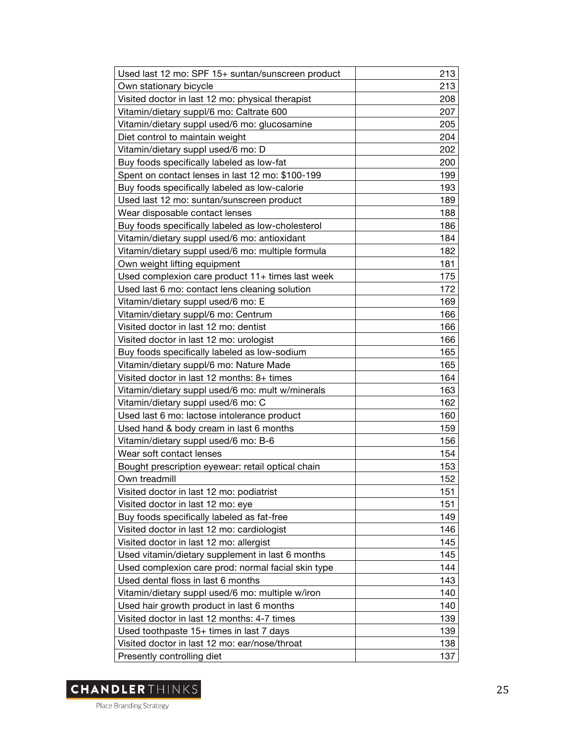| Used last 12 mo: SPF 15+ suntan/sunscreen product | 213 |
|---|---|
| Own stationary bicycle | 213 |
| Visited doctor in last 12 mo: physical therapist | 208 |
| Vitamin/dietary suppl/6 mo: Caltrate 600 | 207 |
| Vitamin/dietary suppl used/6 mo: glucosamine | 205 |
| Diet control to maintain weight | 204 |
| Vitamin/dietary suppl used/6 mo: D | 202 |
| Buy foods specifically labeled as low-fat | 200 |
| Spent on contact lenses in last 12 mo: $100-199 | 199 |
| Buy foods specifically labeled as low-calorie | 193 |
| Used last 12 mo: suntan/sunscreen product | 189 |
| Wear disposable contact lenses | 188 |
| Buy foods specifically labeled as low-cholesterol | 186 |
| Vitamin/dietary suppl used/6 mo: antioxidant | 184 |
| Vitamin/dietary suppl used/6 mo: multiple formula | 182 |
| Own weight lifting equipment | 181 |
| Used complexion care product 11+ times last week | 175 |
| Used last 6 mo: contact lens cleaning solution | 172 |
| Vitamin/dietary suppl used/6 mo: E | 169 |
| Vitamin/dietary suppl/6 mo: Centrum | 166 |
| Visited doctor in last 12 mo: dentist | 166 |
| Visited doctor in last 12 mo: urologist | 166 |
| Buy foods specifically labeled as low-sodium | 165 |
| Vitamin/dietary suppl/6 mo: Nature Made | 165 |
| Visited doctor in last 12 months: 8+ times | 164 |
| Vitamin/dietary suppl used/6 mo: mult w/minerals | 163 |
| Vitamin/dietary suppl used/6 mo: C | 162 |
| Used last 6 mo: lactose intolerance product | 160 |
| Used hand & body cream in last 6 months | 159 |
| Vitamin/dietary suppl used/6 mo: B-6 | 156 |
| Wear soft contact lenses | 154 |
| Bought prescription eyewear: retail optical chain | 153 |
| Own treadmill | 152 |
| Visited doctor in last 12 mo: podiatrist | 151 |
| Visited doctor in last 12 mo: eye | 151 |
| Buy foods specifically labeled as fat-free | 149 |
| Visited doctor in last 12 mo: cardiologist | 146 |
| Visited doctor in last 12 mo: allergist | 145 |
| Used vitamin/dietary supplement in last 6 months | 145 |
| Used complexion care prod: normal facial skin type | 144 |
| Used dental floss in last 6 months | 143 |
| Vitamin/dietary suppl used/6 mo: multiple w/iron | 140 |
| Used hair growth product in last 6 months | 140 |
| Visited doctor in last 12 months: 4-7 times | 139 |
| Used toothpaste 15+ times in last 7 days | 139 |
| Visited doctor in last 12 mo: ear/nose/throat | 138 |
| Presently controlling diet | 137 |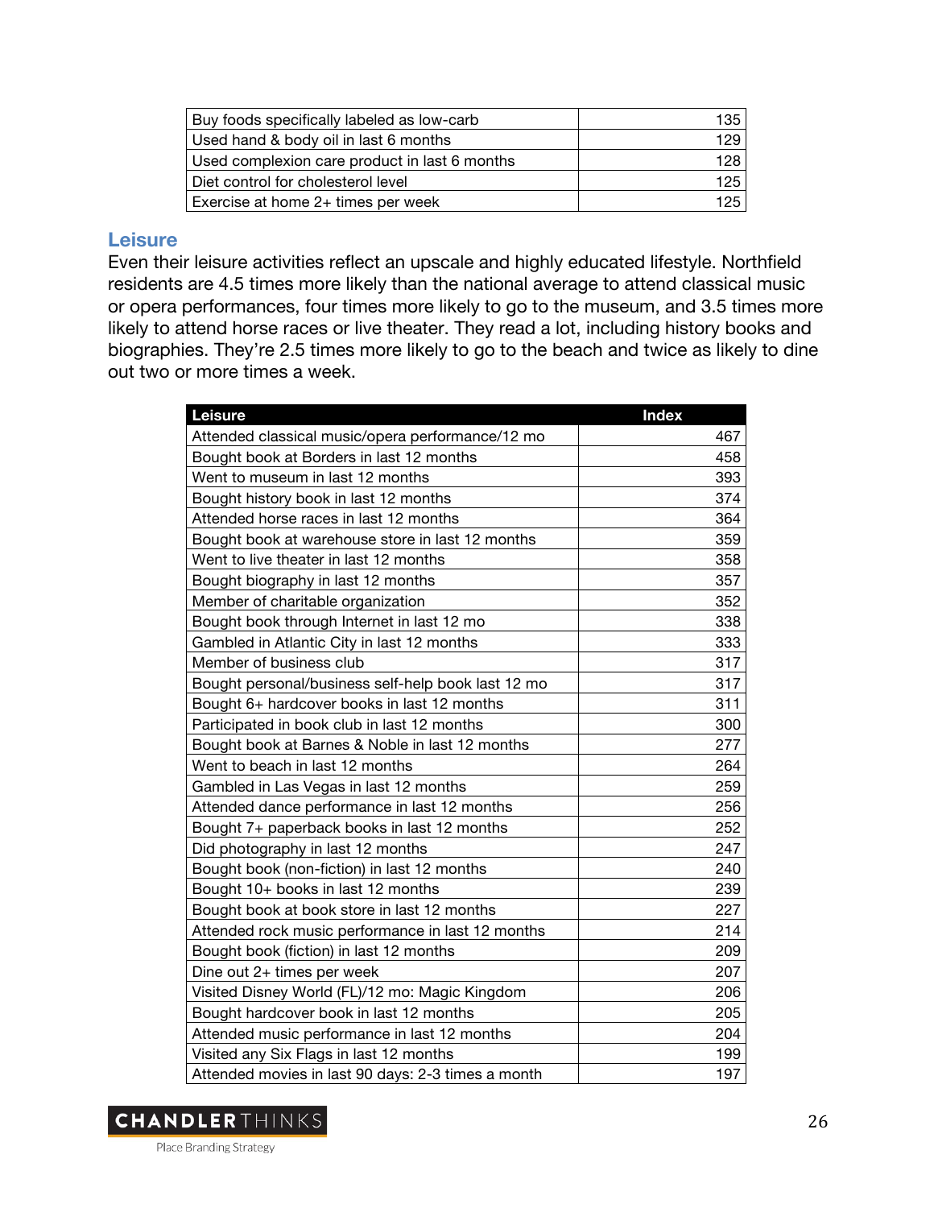| | |
|---|---:|
| Buy foods specifically labeled as low-carb | 135 |
| Used hand & body oil in last 6 months | 129 |
| Used complexion care product in last 6 months | 128 |
| Diet control for cholesterol level | 125 |
| Exercise at home 2+ times per week | 125 |

## Leisure

Even their leisure activities reflect an upscale and highly educated lifestyle. Northfield residents are 4.5 times more likely than the national average to attend classical music or opera performances, four times more likely to go to the museum, and 3.5 times more likely to attend horse races or live theater. They read a lot, including history books and biographies. They're 2.5 times more likely to go to the beach and twice as likely to dine out two or more times a week.

| Leisure | Index |
|---|---:|
| Attended classical music/opera performance/12 mo | 467 |
| Bought book at Borders in last 12 months | 458 |
| Went to museum in last 12 months | 393 |
| Bought history book in last 12 months | 374 |
| Attended horse races in last 12 months | 364 |
| Bought book at warehouse store in last 12 months | 359 |
| Went to live theater in last 12 months | 358 |
| Bought biography in last 12 months | 357 |
| Member of charitable organization | 352 |
| Bought book through Internet in last 12 mo | 338 |
| Gambled in Atlantic City in last 12 months | 333 |
| Member of business club | 317 |
| Bought personal/business self-help book last 12 mo | 317 |
| Bought 6+ hardcover books in last 12 months | 311 |
| Participated in book club in last 12 months | 300 |
| Bought book at Barnes & Noble in last 12 months | 277 |
| Went to beach in last 12 months | 264 |
| Gambled in Las Vegas in last 12 months | 259 |
| Attended dance performance in last 12 months | 256 |
| Bought 7+ paperback books in last 12 months | 252 |
| Did photography in last 12 months | 247 |
| Bought book (non-fiction) in last 12 months | 240 |
| Bought 10+ books in last 12 months | 239 |
| Bought book at book store in last 12 months | 227 |
| Attended rock music performance in last 12 months | 214 |
| Bought book (fiction) in last 12 months | 209 |
| Dine out 2+ times per week | 207 |
| Visited Disney World (FL)/12 mo: Magic Kingdom | 206 |
| Bought hardcover book in last 12 months | 205 |
| Attended music performance in last 12 months | 204 |
| Visited any Six Flags in last 12 months | 199 |
| Attended movies in last 90 days: 2-3 times a month | 197 |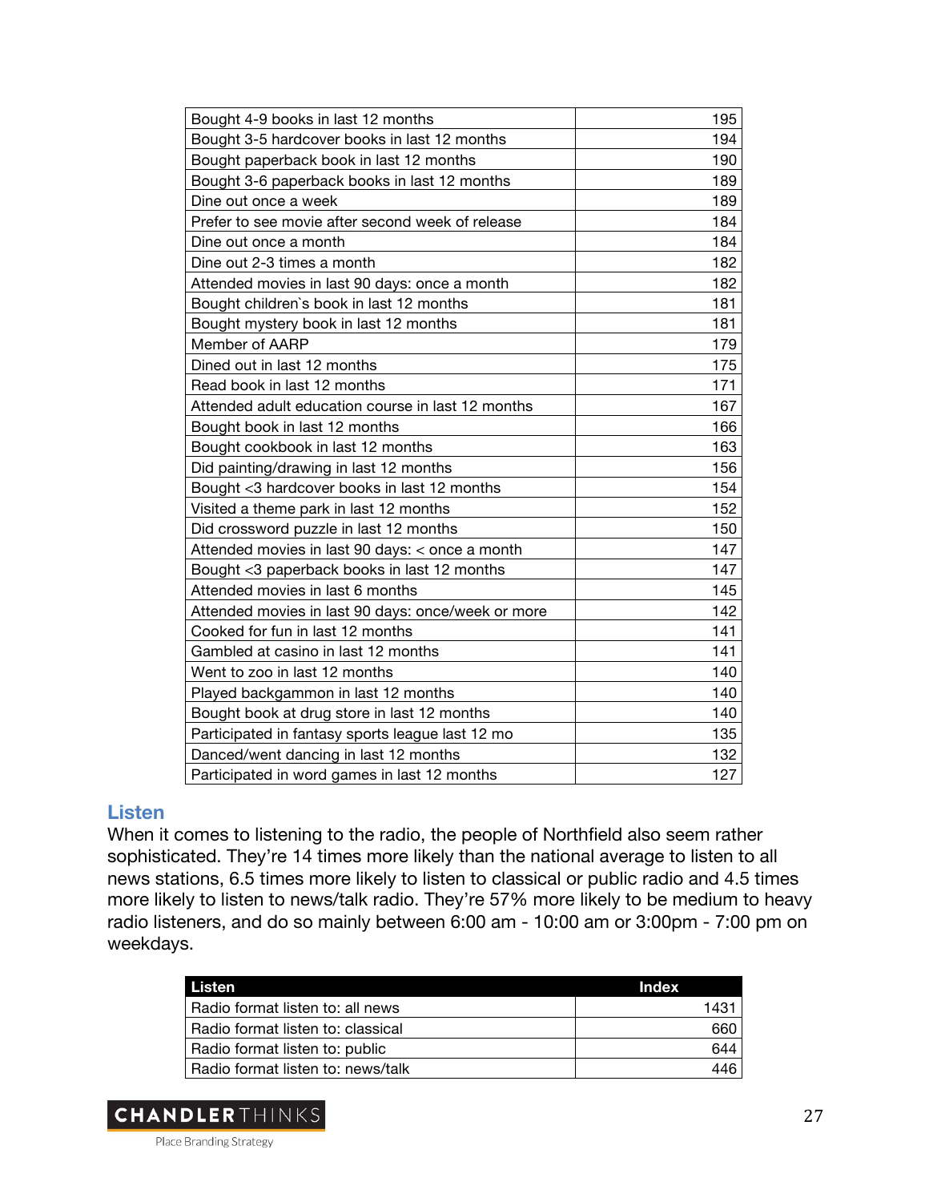| | |
|---|---|
| Bought 4-9 books in last 12 months | 195 |
| Bought 3-5 hardcover books in last 12 months | 194 |
| Bought paperback book in last 12 months | 190 |
| Bought 3-6 paperback books in last 12 months | 189 |
| Dine out once a week | 189 |
| Prefer to see movie after second week of release | 184 |
| Dine out once a month | 184 |
| Dine out 2-3 times a month | 182 |
| Attended movies in last 90 days: once a month | 182 |
| Bought children`s book in last 12 months | 181 |
| Bought mystery book in last 12 months | 181 |
| Member of AARP | 179 |
| Dined out in last 12 months | 175 |
| Read book in last 12 months | 171 |
| Attended adult education course in last 12 months | 167 |
| Bought book in last 12 months | 166 |
| Bought cookbook in last 12 months | 163 |
| Did painting/drawing in last 12 months | 156 |
| Bought <3 hardcover books in last 12 months | 154 |
| Visited a theme park in last 12 months | 152 |
| Did crossword puzzle in last 12 months | 150 |
| Attended movies in last 90 days: < once a month | 147 |
| Bought <3 paperback books in last 12 months | 147 |
| Attended movies in last 6 months | 145 |
| Attended movies in last 90 days: once/week or more | 142 |
| Cooked for fun in last 12 months | 141 |
| Gambled at casino in last 12 months | 141 |
| Went to zoo in last 12 months | 140 |
| Played backgammon in last 12 months | 140 |
| Bought book at drug store in last 12 months | 140 |
| Participated in fantasy sports league last 12 mo | 135 |
| Danced/went dancing in last 12 months | 132 |
| Participated in word games in last 12 months | 127 |

## Listen

When it comes to listening to the radio, the people of Northfield also seem rather sophisticated. They're 14 times more likely than the national average to listen to all news stations, 6.5 times more likely to listen to classical or public radio and 4.5 times more likely to listen to news/talk radio. They're 57% more likely to be medium to heavy radio listeners, and do so mainly between 6:00 am - 10:00 am or 3:00pm - 7:00 pm on weekdays.

| Listen | Index |
|---|---|
| Radio format listen to: all news | 1431 |
| Radio format listen to: classical | 660 |
| Radio format listen to: public | 644 |
| Radio format listen to: news/talk | 446 |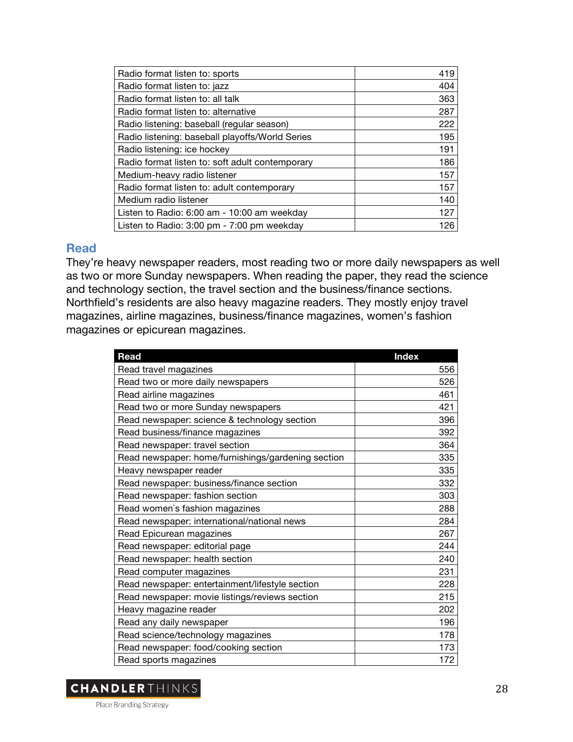| | |
|---|---|
| Radio format listen to: sports | 419 |
| Radio format listen to: jazz | 404 |
| Radio format listen to: all talk | 363 |
| Radio format listen to: alternative | 287 |
| Radio listening: baseball (regular season) | 222 |
| Radio listening: baseball playoffs/World Series | 195 |
| Radio listening: ice hockey | 191 |
| Radio format listen to: soft adult contemporary | 186 |
| Medium-heavy radio listener | 157 |
| Radio format listen to: adult contemporary | 157 |
| Medium radio listener | 140 |
| Listen to Radio: 6:00 am - 10:00 am weekday | 127 |
| Listen to Radio: 3:00 pm - 7:00 pm weekday | 126 |

## Read

They're heavy newspaper readers, most reading two or more daily newspapers as well as two or more Sunday newspapers. When reading the paper, they read the science and technology section, the travel section and the business/finance sections. Northfield's residents are also heavy magazine readers. They mostly enjoy travel magazines, airline magazines, business/finance magazines, women's fashion magazines or epicurean magazines.

| Read | Index |
|---|---|
| Read travel magazines | 556 |
| Read two or more daily newspapers | 526 |
| Read airline magazines | 461 |
| Read two or more Sunday newspapers | 421 |
| Read newspaper: science & technology section | 396 |
| Read business/finance magazines | 392 |
| Read newspaper: travel section | 364 |
| Read newspaper: home/furnishings/gardening section | 335 |
| Heavy newspaper reader | 335 |
| Read newspaper: business/finance section | 332 |
| Read newspaper: fashion section | 303 |
| Read women`s fashion magazines | 288 |
| Read newspaper: international/national news | 284 |
| Read Epicurean magazines | 267 |
| Read newspaper: editorial page | 244 |
| Read newspaper: health section | 240 |
| Read computer magazines | 231 |
| Read newspaper: entertainment/lifestyle section | 228 |
| Read newspaper: movie listings/reviews section | 215 |
| Heavy magazine reader | 202 |
| Read any daily newspaper | 196 |
| Read science/technology magazines | 178 |
| Read newspaper: food/cooking section | 173 |
| Read sports magazines | 172 |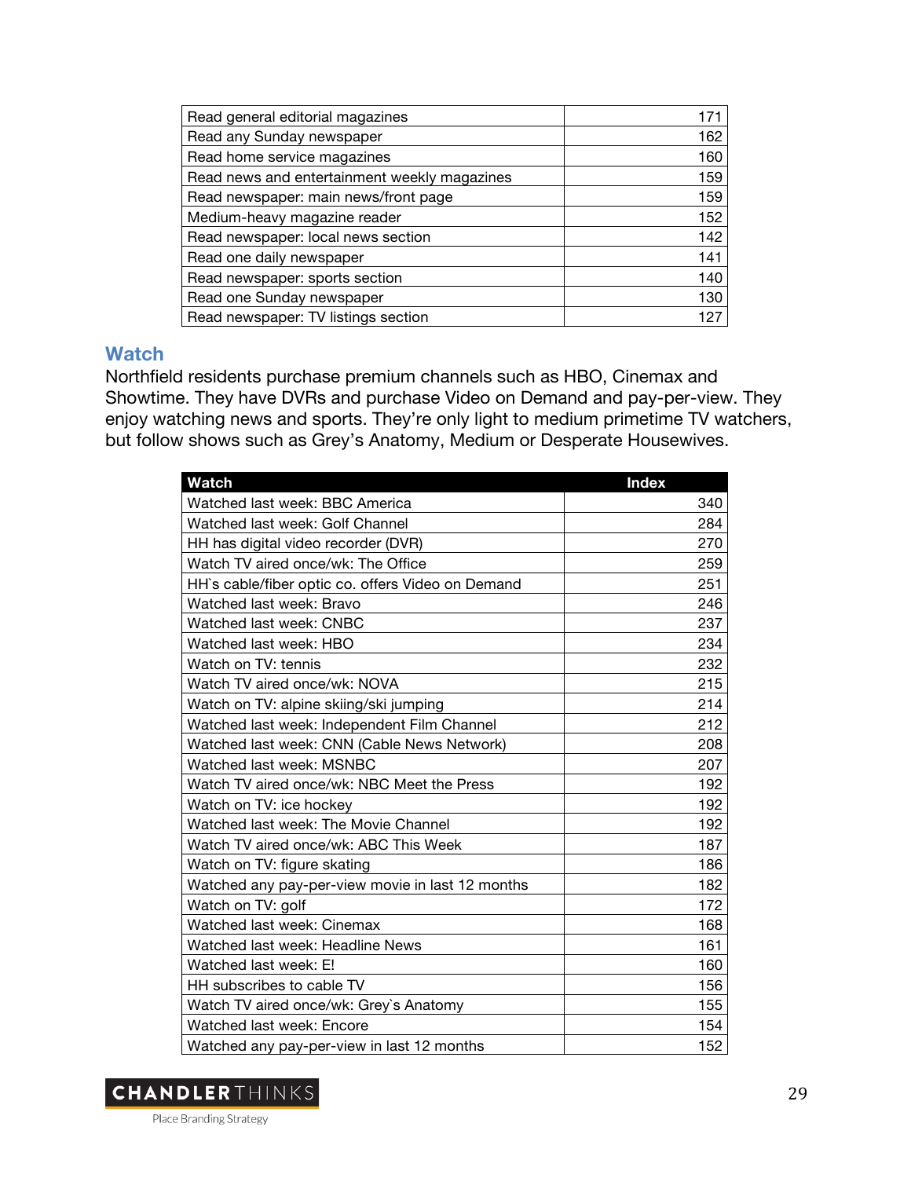| | |
|---|---|
| Read general editorial magazines | 171 |
| Read any Sunday newspaper | 162 |
| Read home service magazines | 160 |
| Read news and entertainment weekly magazines | 159 |
| Read newspaper: main news/front page | 159 |
| Medium-heavy magazine reader | 152 |
| Read newspaper: local news section | 142 |
| Read one daily newspaper | 141 |
| Read newspaper: sports section | 140 |
| Read one Sunday newspaper | 130 |
| Read newspaper: TV listings section | 127 |

## Watch

Northfield residents purchase premium channels such as HBO, Cinemax and Showtime. They have DVRs and purchase Video on Demand and pay-per-view. They enjoy watching news and sports. They're only light to medium primetime TV watchers, but follow shows such as Grey's Anatomy, Medium or Desperate Housewives.

| Watch | Index |
|---|---|
| Watched last week: BBC America | 340 |
| Watched last week: Golf Channel | 284 |
| HH has digital video recorder (DVR) | 270 |
| Watch TV aired once/wk: The Office | 259 |
| HH`s cable/fiber optic co. offers Video on Demand | 251 |
| Watched last week: Bravo | 246 |
| Watched last week: CNBC | 237 |
| Watched last week: HBO | 234 |
| Watch on TV: tennis | 232 |
| Watch TV aired once/wk: NOVA | 215 |
| Watch on TV: alpine skiing/ski jumping | 214 |
| Watched last week: Independent Film Channel | 212 |
| Watched last week: CNN (Cable News Network) | 208 |
| Watched last week: MSNBC | 207 |
| Watch TV aired once/wk: NBC Meet the Press | 192 |
| Watch on TV: ice hockey | 192 |
| Watched last week: The Movie Channel | 192 |
| Watch TV aired once/wk: ABC This Week | 187 |
| Watch on TV: figure skating | 186 |
| Watched any pay-per-view movie in last 12 months | 182 |
| Watch on TV: golf | 172 |
| Watched last week: Cinemax | 168 |
| Watched last week: Headline News | 161 |
| Watched last week: E! | 160 |
| HH subscribes to cable TV | 156 |
| Watch TV aired once/wk: Grey`s Anatomy | 155 |
| Watched last week: Encore | 154 |
| Watched any pay-per-view in last 12 months | 152 |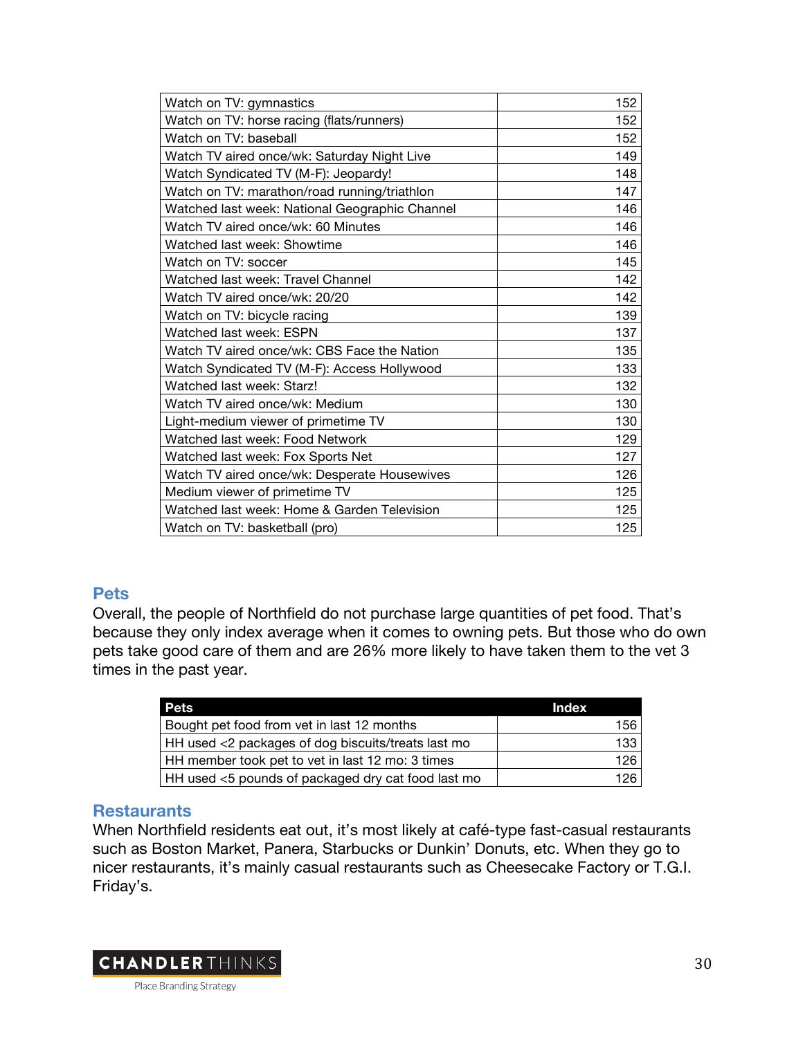| | |
|---|---|
| Watch on TV: gymnastics | 152 |
| Watch on TV: horse racing (flats/runners) | 152 |
| Watch on TV: baseball | 152 |
| Watch TV aired once/wk: Saturday Night Live | 149 |
| Watch Syndicated TV (M-F): Jeopardy! | 148 |
| Watch on TV: marathon/road running/triathlon | 147 |
| Watched last week: National Geographic Channel | 146 |
| Watch TV aired once/wk: 60 Minutes | 146 |
| Watched last week: Showtime | 146 |
| Watch on TV: soccer | 145 |
| Watched last week: Travel Channel | 142 |
| Watch TV aired once/wk: 20/20 | 142 |
| Watch on TV: bicycle racing | 139 |
| Watched last week: ESPN | 137 |
| Watch TV aired once/wk: CBS Face the Nation | 135 |
| Watch Syndicated TV (M-F): Access Hollywood | 133 |
| Watched last week: Starz! | 132 |
| Watch TV aired once/wk: Medium | 130 |
| Light-medium viewer of primetime TV | 130 |
| Watched last week: Food Network | 129 |
| Watched last week: Fox Sports Net | 127 |
| Watch TV aired once/wk: Desperate Housewives | 126 |
| Medium viewer of primetime TV | 125 |
| Watched last week: Home & Garden Television | 125 |
| Watch on TV: basketball (pro) | 125 |

## Pets

Overall, the people of Northfield do not purchase large quantities of pet food. That's because they only index average when it comes to owning pets. But those who do own pets take good care of them and are 26% more likely to have taken them to the vet 3 times in the past year.

| Pets | Index |
|---|---|
| Bought pet food from vet in last 12 months | 156 |
| HH used <2 packages of dog biscuits/treats last mo | 133 |
| HH member took pet to vet in last 12 mo: 3 times | 126 |
| HH used <5 pounds of packaged dry cat food last mo | 126 |

## Restaurants

When Northfield residents eat out, it's most likely at café-type fast-casual restaurants such as Boston Market, Panera, Starbucks or Dunkin' Donuts, etc. When they go to nicer restaurants, it's mainly casual restaurants such as Cheesecake Factory or T.G.I. Friday's.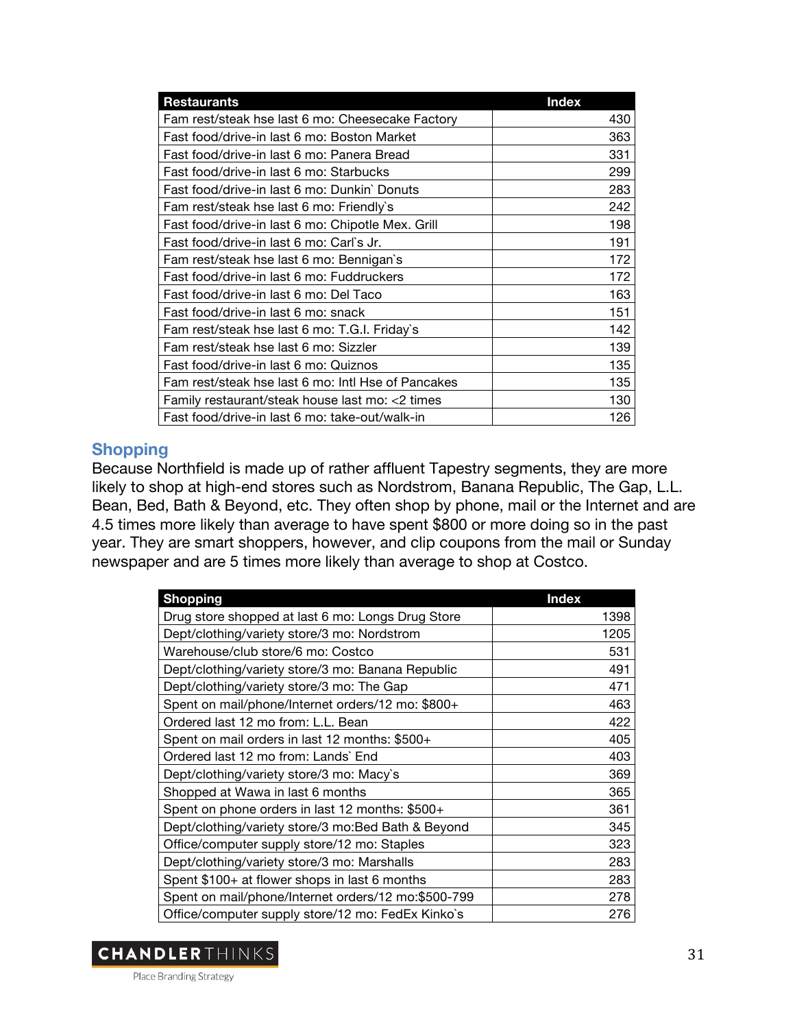| Restaurants | Index |
| --- | --- |
| Fam rest/steak hse last 6 mo: Cheesecake Factory | 430 |
| Fast food/drive-in last 6 mo: Boston Market | 363 |
| Fast food/drive-in last 6 mo: Panera Bread | 331 |
| Fast food/drive-in last 6 mo: Starbucks | 299 |
| Fast food/drive-in last 6 mo: Dunkin` Donuts | 283 |
| Fam rest/steak hse last 6 mo: Friendly`s | 242 |
| Fast food/drive-in last 6 mo: Chipotle Mex. Grill | 198 |
| Fast food/drive-in last 6 mo: Carl`s Jr. | 191 |
| Fam rest/steak hse last 6 mo: Bennigan`s | 172 |
| Fast food/drive-in last 6 mo: Fuddruckers | 172 |
| Fast food/drive-in last 6 mo: Del Taco | 163 |
| Fast food/drive-in last 6 mo: snack | 151 |
| Fam rest/steak hse last 6 mo: T.G.I. Friday`s | 142 |
| Fam rest/steak hse last 6 mo: Sizzler | 139 |
| Fast food/drive-in last 6 mo: Quiznos | 135 |
| Fam rest/steak hse last 6 mo: Intl Hse of Pancakes | 135 |
| Family restaurant/steak house last mo: <2 times | 130 |
| Fast food/drive-in last 6 mo: take-out/walk-in | 126 |

## Shopping

Because Northfield is made up of rather affluent Tapestry segments, they are more likely to shop at high-end stores such as Nordstrom, Banana Republic, The Gap, L.L. Bean, Bed, Bath & Beyond, etc. They often shop by phone, mail or the Internet and are 4.5 times more likely than average to have spent $800 or more doing so in the past year. They are smart shoppers, however, and clip coupons from the mail or Sunday newspaper and are 5 times more likely than average to shop at Costco.

| Shopping | Index |
| --- | --- |
| Drug store shopped at last 6 mo: Longs Drug Store | 1398 |
| Dept/clothing/variety store/3 mo: Nordstrom | 1205 |
| Warehouse/club store/6 mo: Costco | 531 |
| Dept/clothing/variety store/3 mo: Banana Republic | 491 |
| Dept/clothing/variety store/3 mo: The Gap | 471 |
| Spent on mail/phone/Internet orders/12 mo: $800+ | 463 |
| Ordered last 12 mo from: L.L. Bean | 422 |
| Spent on mail orders in last 12 months: $500+ | 405 |
| Ordered last 12 mo from: Lands` End | 403 |
| Dept/clothing/variety store/3 mo: Macy`s | 369 |
| Shopped at Wawa in last 6 months | 365 |
| Spent on phone orders in last 12 months: $500+ | 361 |
| Dept/clothing/variety store/3 mo:Bed Bath & Beyond | 345 |
| Office/computer supply store/12 mo: Staples | 323 |
| Dept/clothing/variety store/3 mo: Marshalls | 283 |
| Spent $100+ at flower shops in last 6 months | 283 |
| Spent on mail/phone/Internet orders/12 mo:$500-799 | 278 |
| Office/computer supply store/12 mo: FedEx Kinko`s | 276 |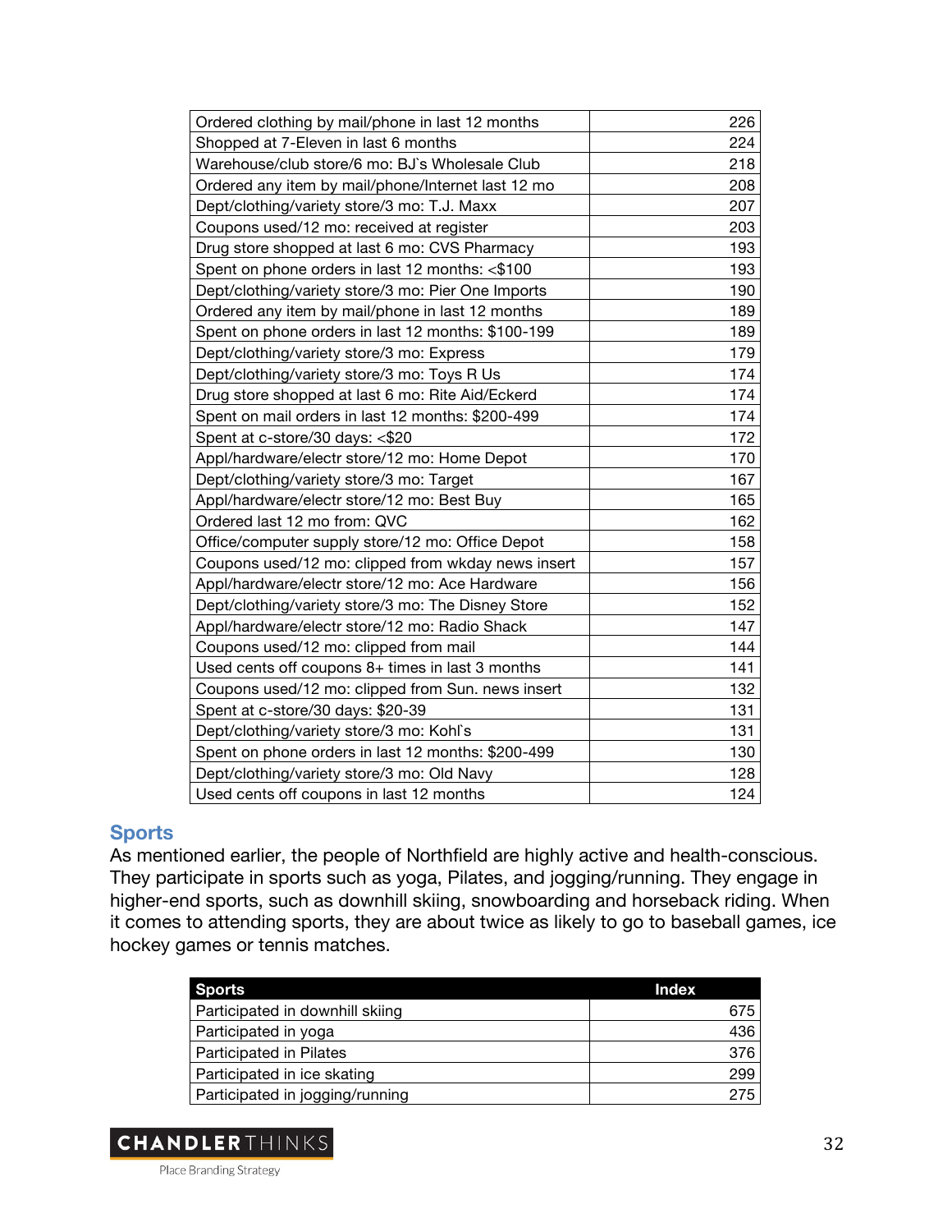| | |
|---|---|
| Ordered clothing by mail/phone in last 12 months | 226 |
| Shopped at 7-Eleven in last 6 months | 224 |
| Warehouse/club store/6 mo: BJ`s Wholesale Club | 218 |
| Ordered any item by mail/phone/Internet last 12 mo | 208 |
| Dept/clothing/variety store/3 mo: T.J. Maxx | 207 |
| Coupons used/12 mo: received at register | 203 |
| Drug store shopped at last 6 mo: CVS Pharmacy | 193 |
| Spent on phone orders in last 12 months: <$100 | 193 |
| Dept/clothing/variety store/3 mo: Pier One Imports | 190 |
| Ordered any item by mail/phone in last 12 months | 189 |
| Spent on phone orders in last 12 months: $100-199 | 189 |
| Dept/clothing/variety store/3 mo: Express | 179 |
| Dept/clothing/variety store/3 mo: Toys R Us | 174 |
| Drug store shopped at last 6 mo: Rite Aid/Eckerd | 174 |
| Spent on mail orders in last 12 months: $200-499 | 174 |
| Spent at c-store/30 days: <$20 | 172 |
| Appl/hardware/electr store/12 mo: Home Depot | 170 |
| Dept/clothing/variety store/3 mo: Target | 167 |
| Appl/hardware/electr store/12 mo: Best Buy | 165 |
| Ordered last 12 mo from: QVC | 162 |
| Office/computer supply store/12 mo: Office Depot | 158 |
| Coupons used/12 mo: clipped from wkday news insert | 157 |
| Appl/hardware/electr store/12 mo: Ace Hardware | 156 |
| Dept/clothing/variety store/3 mo: The Disney Store | 152 |
| Appl/hardware/electr store/12 mo: Radio Shack | 147 |
| Coupons used/12 mo: clipped from mail | 144 |
| Used cents off coupons 8+ times in last 3 months | 141 |
| Coupons used/12 mo: clipped from Sun. news insert | 132 |
| Spent at c-store/30 days: $20-39 | 131 |
| Dept/clothing/variety store/3 mo: Kohl`s | 131 |
| Spent on phone orders in last 12 months: $200-499 | 130 |
| Dept/clothing/variety store/3 mo: Old Navy | 128 |
| Used cents off coupons in last 12 months | 124 |

## Sports

As mentioned earlier, the people of Northfield are highly active and health-conscious. They participate in sports such as yoga, Pilates, and jogging/running. They engage in higher-end sports, such as downhill skiing, snowboarding and horseback riding. When it comes to attending sports, they are about twice as likely to go to baseball games, ice hockey games or tennis matches.

| Sports | Index |
|---|---|
| Participated in downhill skiing | 675 |
| Participated in yoga | 436 |
| Participated in Pilates | 376 |
| Participated in ice skating | 299 |
| Participated in jogging/running | 275 |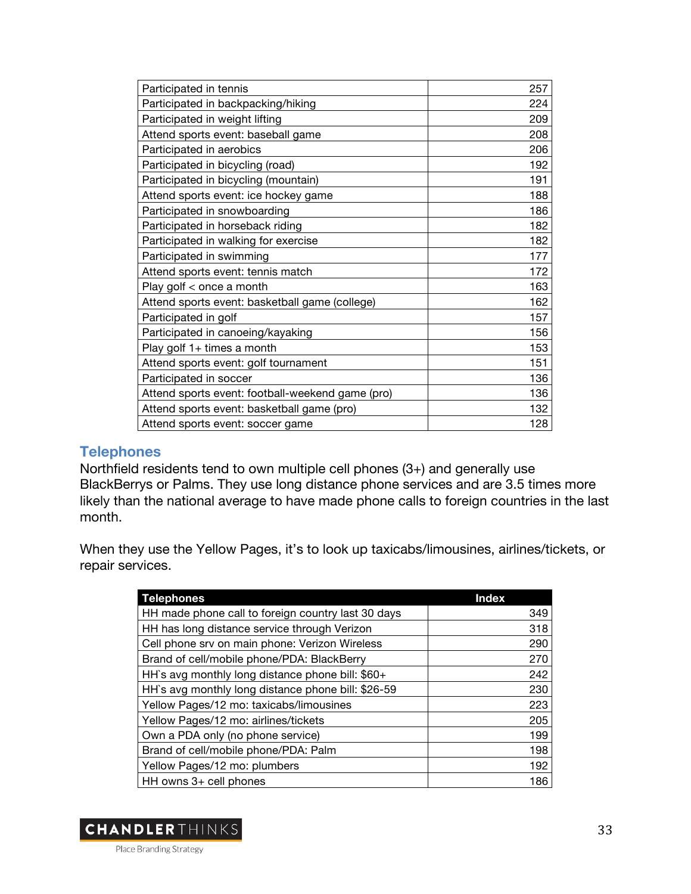| | |
|---|---|
| Participated in tennis | 257 |
| Participated in backpacking/hiking | 224 |
| Participated in weight lifting | 209 |
| Attend sports event: baseball game | 208 |
| Participated in aerobics | 206 |
| Participated in bicycling (road) | 192 |
| Participated in bicycling (mountain) | 191 |
| Attend sports event: ice hockey game | 188 |
| Participated in snowboarding | 186 |
| Participated in horseback riding | 182 |
| Participated in walking for exercise | 182 |
| Participated in swimming | 177 |
| Attend sports event: tennis match | 172 |
| Play golf < once a month | 163 |
| Attend sports event: basketball game (college) | 162 |
| Participated in golf | 157 |
| Participated in canoeing/kayaking | 156 |
| Play golf 1+ times a month | 153 |
| Attend sports event: golf tournament | 151 |
| Participated in soccer | 136 |
| Attend sports event: football-weekend game (pro) | 136 |
| Attend sports event: basketball game (pro) | 132 |
| Attend sports event: soccer game | 128 |

## Telephones

Northfield residents tend to own multiple cell phones (3+) and generally use BlackBerrys or Palms. They use long distance phone services and are 3.5 times more likely than the national average to have made phone calls to foreign countries in the last month.

When they use the Yellow Pages, it's to look up taxicabs/limousines, airlines/tickets, or repair services.

| Telephones | Index |
|---|---|
| HH made phone call to foreign country last 30 days | 349 |
| HH has long distance service through Verizon | 318 |
| Cell phone srv on main phone: Verizon Wireless | 290 |
| Brand of cell/mobile phone/PDA: BlackBerry | 270 |
| HH`s avg monthly long distance phone bill: $60+ | 242 |
| HH`s avg monthly long distance phone bill: $26-59 | 230 |
| Yellow Pages/12 mo: taxicabs/limousines | 223 |
| Yellow Pages/12 mo: airlines/tickets | 205 |
| Own a PDA only (no phone service) | 199 |
| Brand of cell/mobile phone/PDA: Palm | 198 |
| Yellow Pages/12 mo: plumbers | 192 |
| HH owns 3+ cell phones | 186 |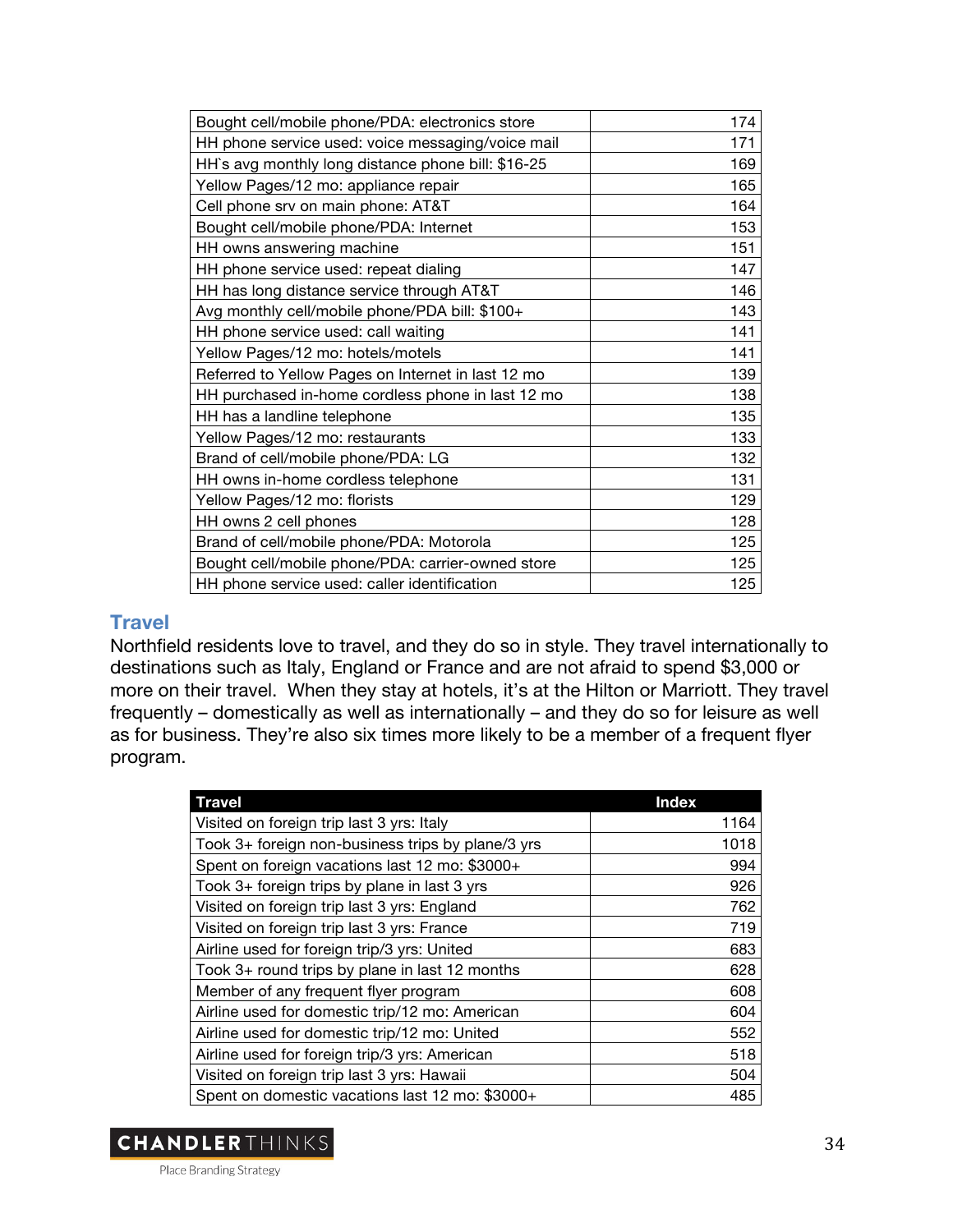| | |
|---|---|
| Bought cell/mobile phone/PDA: electronics store | 174 |
| HH phone service used: voice messaging/voice mail | 171 |
| HH`s avg monthly long distance phone bill: $16-25 | 169 |
| Yellow Pages/12 mo: appliance repair | 165 |
| Cell phone srv on main phone: AT&T | 164 |
| Bought cell/mobile phone/PDA: Internet | 153 |
| HH owns answering machine | 151 |
| HH phone service used: repeat dialing | 147 |
| HH has long distance service through AT&T | 146 |
| Avg monthly cell/mobile phone/PDA bill: $100+ | 143 |
| HH phone service used: call waiting | 141 |
| Yellow Pages/12 mo: hotels/motels | 141 |
| Referred to Yellow Pages on Internet in last 12 mo | 139 |
| HH purchased in-home cordless phone in last 12 mo | 138 |
| HH has a landline telephone | 135 |
| Yellow Pages/12 mo: restaurants | 133 |
| Brand of cell/mobile phone/PDA: LG | 132 |
| HH owns in-home cordless telephone | 131 |
| Yellow Pages/12 mo: florists | 129 |
| HH owns 2 cell phones | 128 |
| Brand of cell/mobile phone/PDA: Motorola | 125 |
| Bought cell/mobile phone/PDA: carrier-owned store | 125 |
| HH phone service used: caller identification | 125 |

## Travel

Northfield residents love to travel, and they do so in style. They travel internationally to destinations such as Italy, England or France and are not afraid to spend $3,000 or more on their travel. When they stay at hotels, it's at the Hilton or Marriott. They travel frequently – domestically as well as internationally – and they do so for leisure as well as for business. They're also six times more likely to be a member of a frequent flyer program.

| Travel | Index |
|---|---|
| Visited on foreign trip last 3 yrs: Italy | 1164 |
| Took 3+ foreign non-business trips by plane/3 yrs | 1018 |
| Spent on foreign vacations last 12 mo: $3000+ | 994 |
| Took 3+ foreign trips by plane in last 3 yrs | 926 |
| Visited on foreign trip last 3 yrs: England | 762 |
| Visited on foreign trip last 3 yrs: France | 719 |
| Airline used for foreign trip/3 yrs: United | 683 |
| Took 3+ round trips by plane in last 12 months | 628 |
| Member of any frequent flyer program | 608 |
| Airline used for domestic trip/12 mo: American | 604 |
| Airline used for domestic trip/12 mo: United | 552 |
| Airline used for foreign trip/3 yrs: American | 518 |
| Visited on foreign trip last 3 yrs: Hawaii | 504 |
| Spent on domestic vacations last 12 mo: $3000+ | 485 |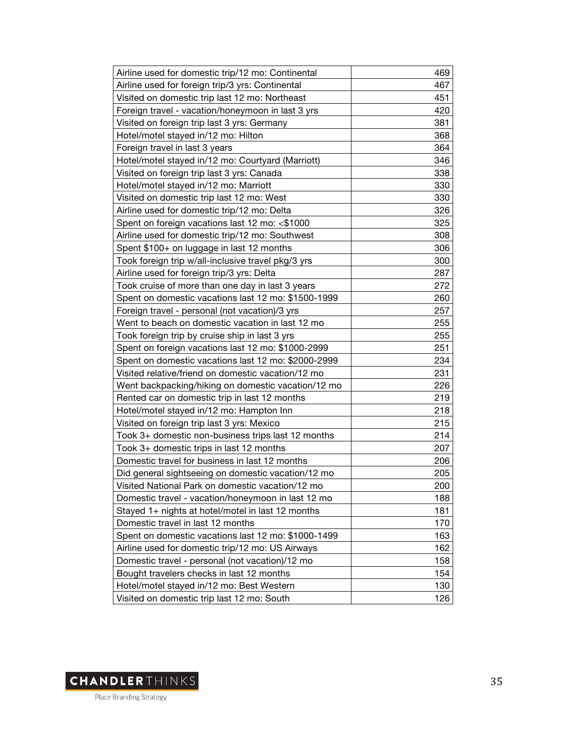| | |
|---|---|
| Airline used for domestic trip/12 mo: Continental | 469 |
| Airline used for foreign trip/3 yrs: Continental | 467 |
| Visited on domestic trip last 12 mo: Northeast | 451 |
| Foreign travel - vacation/honeymoon in last 3 yrs | 420 |
| Visited on foreign trip last 3 yrs: Germany | 381 |
| Hotel/motel stayed in/12 mo: Hilton | 368 |
| Foreign travel in last 3 years | 364 |
| Hotel/motel stayed in/12 mo: Courtyard (Marriott) | 346 |
| Visited on foreign trip last 3 yrs: Canada | 338 |
| Hotel/motel stayed in/12 mo: Marriott | 330 |
| Visited on domestic trip last 12 mo: West | 330 |
| Airline used for domestic trip/12 mo: Delta | 326 |
| Spent on foreign vacations last 12 mo: <$1000 | 325 |
| Airline used for domestic trip/12 mo: Southwest | 308 |
| Spent $100+ on luggage in last 12 months | 306 |
| Took foreign trip w/all-inclusive travel pkg/3 yrs | 300 |
| Airline used for foreign trip/3 yrs: Delta | 287 |
| Took cruise of more than one day in last 3 years | 272 |
| Spent on domestic vacations last 12 mo: $1500-1999 | 260 |
| Foreign travel - personal (not vacation)/3 yrs | 257 |
| Went to beach on domestic vacation in last 12 mo | 255 |
| Took foreign trip by cruise ship in last 3 yrs | 255 |
| Spent on foreign vacations last 12 mo: $1000-2999 | 251 |
| Spent on domestic vacations last 12 mo: $2000-2999 | 234 |
| Visited relative/friend on domestic vacation/12 mo | 231 |
| Went backpacking/hiking on domestic vacation/12 mo | 226 |
| Rented car on domestic trip in last 12 months | 219 |
| Hotel/motel stayed in/12 mo: Hampton Inn | 218 |
| Visited on foreign trip last 3 yrs: Mexico | 215 |
| Took 3+ domestic non-business trips last 12 months | 214 |
| Took 3+ domestic trips in last 12 months | 207 |
| Domestic travel for business in last 12 months | 206 |
| Did general sightseeing on domestic vacation/12 mo | 205 |
| Visited National Park on domestic vacation/12 mo | 200 |
| Domestic travel - vacation/honeymoon in last 12 mo | 188 |
| Stayed 1+ nights at hotel/motel in last 12 months | 181 |
| Domestic travel in last 12 months | 170 |
| Spent on domestic vacations last 12 mo: $1000-1499 | 163 |
| Airline used for domestic trip/12 mo: US Airways | 162 |
| Domestic travel - personal (not vacation)/12 mo | 158 |
| Bought travelers checks in last 12 months | 154 |
| Hotel/motel stayed in/12 mo: Best Western | 130 |
| Visited on domestic trip last 12 mo: South | 126 |

CHANDLERTHINKS
Place Branding Strategy